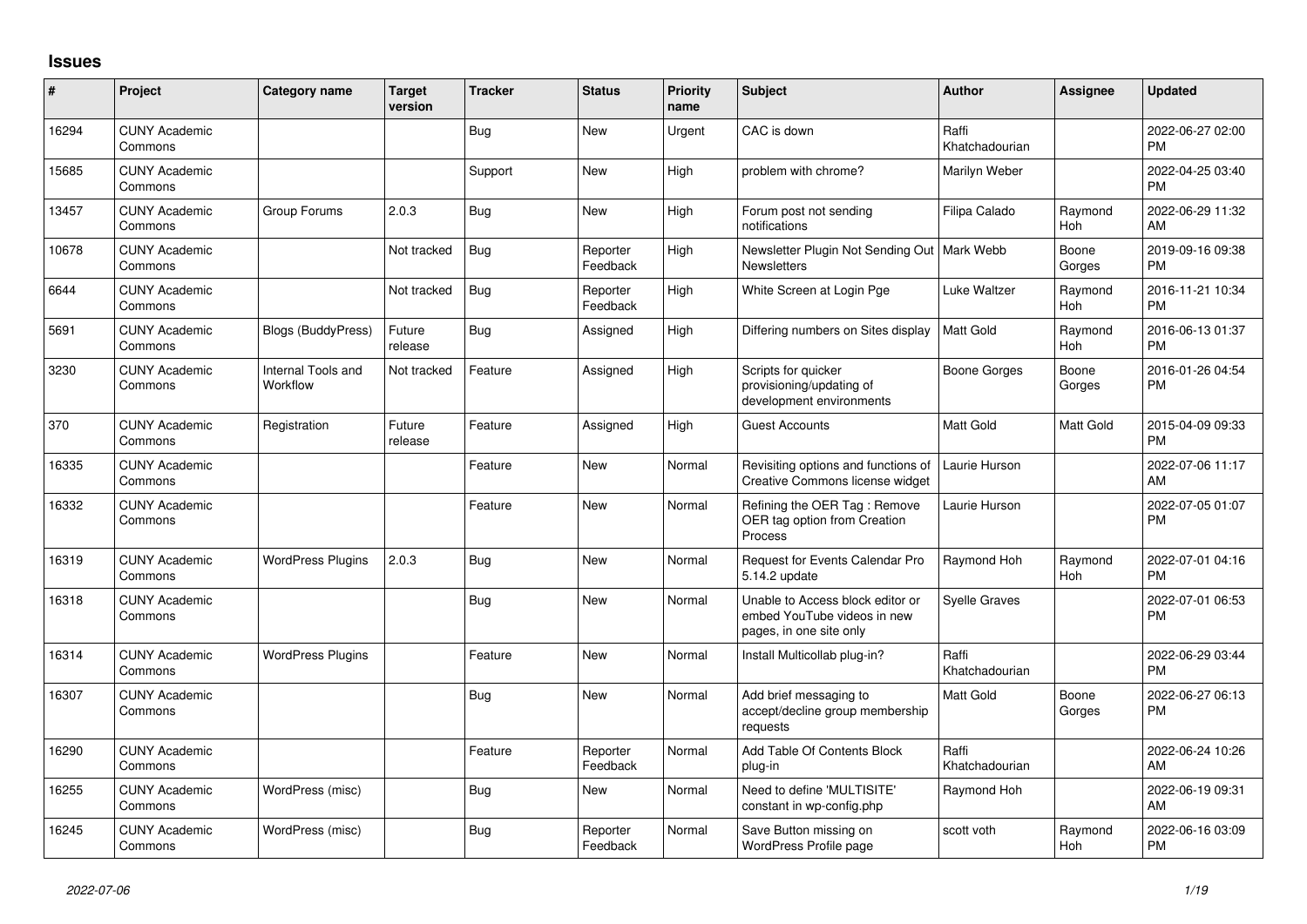# Issues

| # | Project | Category name | Target version | Tracker | Status | Priority name | Subject | Author | Assignee | Updated |
|---|---|---|---|---|---|---|---|---|---|---|
| 16294 | CUNY Academic Commons | | | Bug | New | Urgent | CAC is down | Raffi Khatchadourian | | 2022-06-27 02:00 PM |
| 15685 | CUNY Academic Commons | | | Support | New | High | problem with chrome? | Marilyn Weber | | 2022-04-25 03:40 PM |
| 13457 | CUNY Academic Commons | Group Forums | 2.0.3 | Bug | New | High | Forum post not sending notifications | Filipa Calado | Raymond Hoh | 2022-06-29 11:32 AM |
| 10678 | CUNY Academic Commons | | Not tracked | Bug | Reporter Feedback | High | Newsletter Plugin Not Sending Out Newsletters | Mark Webb | Boone Gorges | 2019-09-16 09:38 PM |
| 6644 | CUNY Academic Commons | | Not tracked | Bug | Reporter Feedback | High | White Screen at Login Pge | Luke Waltzer | Raymond Hoh | 2016-11-21 10:34 PM |
| 5691 | CUNY Academic Commons | Blogs (BuddyPress) | Future release | Bug | Assigned | High | Differing numbers on Sites display | Matt Gold | Raymond Hoh | 2016-06-13 01:37 PM |
| 3230 | CUNY Academic Commons | Internal Tools and Workflow | Not tracked | Feature | Assigned | High | Scripts for quicker provisioning/updating of development environments | Boone Gorges | Boone Gorges | 2016-01-26 04:54 PM |
| 370 | CUNY Academic Commons | Registration | Future release | Feature | Assigned | High | Guest Accounts | Matt Gold | Matt Gold | 2015-04-09 09:33 PM |
| 16335 | CUNY Academic Commons | | | Feature | New | Normal | Revisiting options and functions of Creative Commons license widget | Laurie Hurson | | 2022-07-06 11:17 AM |
| 16332 | CUNY Academic Commons | | | Feature | New | Normal | Refining the OER Tag : Remove OER tag option from Creation Process | Laurie Hurson | | 2022-07-05 01:07 PM |
| 16319 | CUNY Academic Commons | WordPress Plugins | 2.0.3 | Bug | New | Normal | Request for Events Calendar Pro 5.14.2 update | Raymond Hoh | Raymond Hoh | 2022-07-01 04:16 PM |
| 16318 | CUNY Academic Commons | | | Bug | New | Normal | Unable to Access block editor or embed YouTube videos in new pages, in one site only | Syelle Graves | | 2022-07-01 06:53 PM |
| 16314 | CUNY Academic Commons | WordPress Plugins | | Feature | New | Normal | Install Multicollab plug-in? | Raffi Khatchadourian | | 2022-06-29 03:44 PM |
| 16307 | CUNY Academic Commons | | | Bug | New | Normal | Add brief messaging to accept/decline group membership requests | Matt Gold | Boone Gorges | 2022-06-27 06:13 PM |
| 16290 | CUNY Academic Commons | | | Feature | Reporter Feedback | Normal | Add Table Of Contents Block plug-in | Raffi Khatchadourian | | 2022-06-24 10:26 AM |
| 16255 | CUNY Academic Commons | WordPress (misc) | | Bug | New | Normal | Need to define 'MULTISITE' constant in wp-config.php | Raymond Hoh | | 2022-06-19 09:31 AM |
| 16245 | CUNY Academic Commons | WordPress (misc) | | Bug | Reporter Feedback | Normal | Save Button missing on WordPress Profile page | scott voth | Raymond Hoh | 2022-06-16 03:09 PM |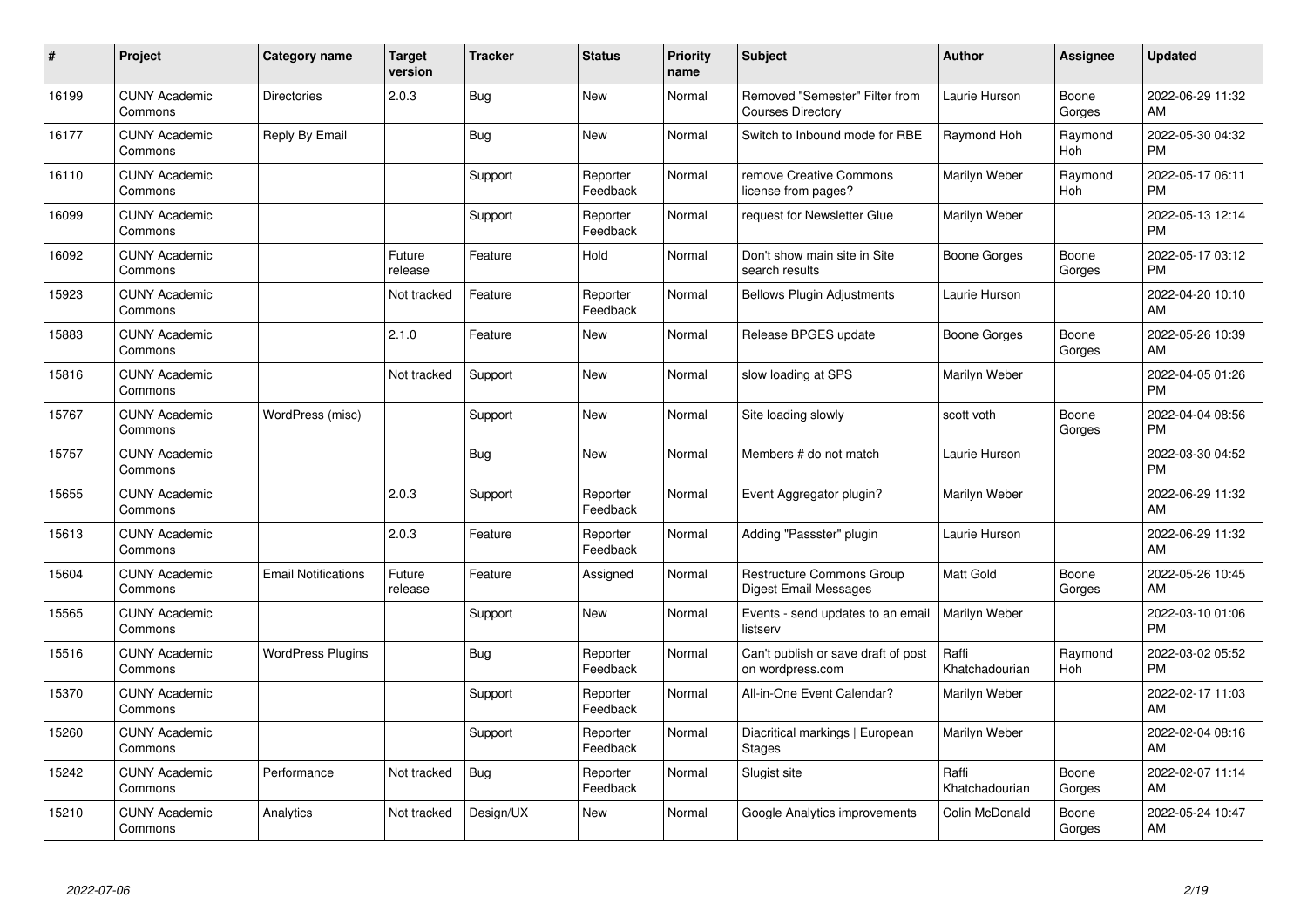| # | Project | Category name | Target version | Tracker | Status | Priority name | Subject | Author | Assignee | Updated |
|---|---|---|---|---|---|---|---|---|---|---|
| 16199 | CUNY Academic Commons | Directories | 2.0.3 | Bug | New | Normal | Removed "Semester" Filter from Courses Directory | Laurie Hurson | Boone Gorges | 2022-06-29 11:32 AM |
| 16177 | CUNY Academic Commons | Reply By Email | | Bug | New | Normal | Switch to Inbound mode for RBE | Raymond Hoh | Raymond Hoh | 2022-05-30 04:32 PM |
| 16110 | CUNY Academic Commons | | | Support | Reporter Feedback | Normal | remove Creative Commons license from pages? | Marilyn Weber | Raymond Hoh | 2022-05-17 06:11 PM |
| 16099 | CUNY Academic Commons | | | Support | Reporter Feedback | Normal | request for Newsletter Glue | Marilyn Weber | | 2022-05-13 12:14 PM |
| 16092 | CUNY Academic Commons | | Future release | Feature | Hold | Normal | Don't show main site in Site search results | Boone Gorges | Boone Gorges | 2022-05-17 03:12 PM |
| 15923 | CUNY Academic Commons | | Not tracked | Feature | Reporter Feedback | Normal | Bellows Plugin Adjustments | Laurie Hurson | | 2022-04-20 10:10 AM |
| 15883 | CUNY Academic Commons | | 2.1.0 | Feature | New | Normal | Release BPGES update | Boone Gorges | Boone Gorges | 2022-05-26 10:39 AM |
| 15816 | CUNY Academic Commons | | Not tracked | Support | New | Normal | slow loading at SPS | Marilyn Weber | | 2022-04-05 01:26 PM |
| 15767 | CUNY Academic Commons | WordPress (misc) | | Support | New | Normal | Site loading slowly | scott voth | Boone Gorges | 2022-04-04 08:56 PM |
| 15757 | CUNY Academic Commons | | | Bug | New | Normal | Members # do not match | Laurie Hurson | | 2022-03-30 04:52 PM |
| 15655 | CUNY Academic Commons | | 2.0.3 | Support | Reporter Feedback | Normal | Event Aggregator plugin? | Marilyn Weber | | 2022-06-29 11:32 AM |
| 15613 | CUNY Academic Commons | | 2.0.3 | Feature | Reporter Feedback | Normal | Adding "Passster" plugin | Laurie Hurson | | 2022-06-29 11:32 AM |
| 15604 | CUNY Academic Commons | Email Notifications | Future release | Feature | Assigned | Normal | Restructure Commons Group Digest Email Messages | Matt Gold | Boone Gorges | 2022-05-26 10:45 AM |
| 15565 | CUNY Academic Commons | | | Support | New | Normal | Events - send updates to an email listserv | Marilyn Weber | | 2022-03-10 01:06 PM |
| 15516 | CUNY Academic Commons | WordPress Plugins | | Bug | Reporter Feedback | Normal | Can't publish or save draft of post on wordpress.com | Raffi Khatchadourian | Raymond Hoh | 2022-03-02 05:52 PM |
| 15370 | CUNY Academic Commons | | | Support | Reporter Feedback | Normal | All-in-One Event Calendar? | Marilyn Weber | | 2022-02-17 11:03 AM |
| 15260 | CUNY Academic Commons | | | Support | Reporter Feedback | Normal | Diacritical markings \| European Stages | Marilyn Weber | | 2022-02-04 08:16 AM |
| 15242 | CUNY Academic Commons | Performance | Not tracked | Bug | Reporter Feedback | Normal | Slugist site | Raffi Khatchadourian | Boone Gorges | 2022-02-07 11:14 AM |
| 15210 | CUNY Academic Commons | Analytics | Not tracked | Design/UX | New | Normal | Google Analytics improvements | Colin McDonald | Boone Gorges | 2022-05-24 10:47 AM |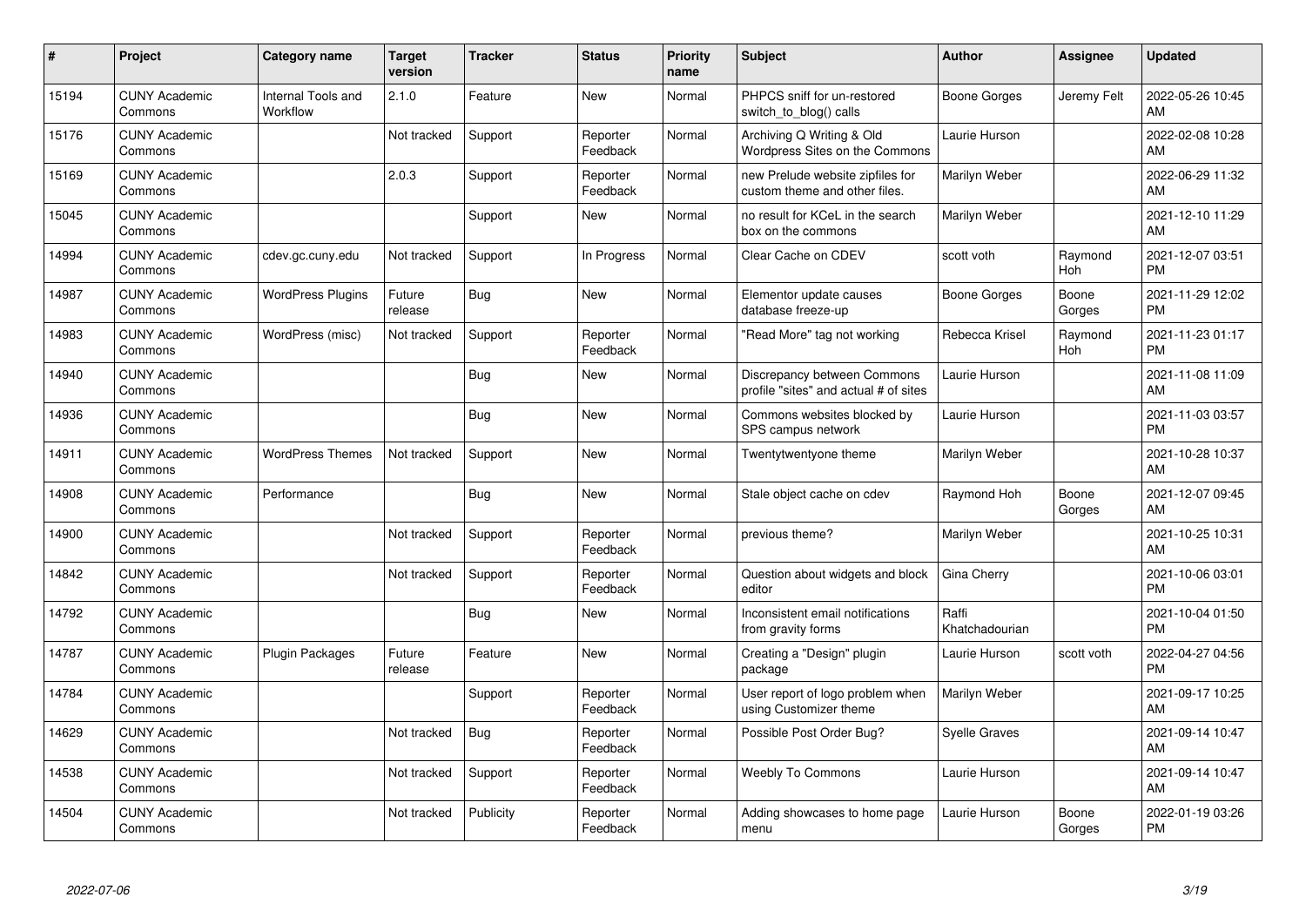| # | Project | Category name | Target version | Tracker | Status | Priority name | Subject | Author | Assignee | Updated |
|---|---|---|---|---|---|---|---|---|---|---|
| 15194 | CUNY Academic Commons | Internal Tools and Workflow | 2.1.0 | Feature | New | Normal | PHPCS sniff for un-restored switch_to_blog() calls | Boone Gorges | Jeremy Felt | 2022-05-26 10:45 AM |
| 15176 | CUNY Academic Commons | | Not tracked | Support | Reporter Feedback | Normal | Archiving Q Writing & Old Wordpress Sites on the Commons | Laurie Hurson | | 2022-02-08 10:28 AM |
| 15169 | CUNY Academic Commons | | 2.0.3 | Support | Reporter Feedback | Normal | new Prelude website zipfiles for custom theme and other files. | Marilyn Weber | | 2022-06-29 11:32 AM |
| 15045 | CUNY Academic Commons | | | Support | New | Normal | no result for KCeL in the search box on the commons | Marilyn Weber | | 2021-12-10 11:29 AM |
| 14994 | CUNY Academic Commons | cdev.gc.cuny.edu | Not tracked | Support | In Progress | Normal | Clear Cache on CDEV | scott voth | Raymond Hoh | 2021-12-07 03:51 PM |
| 14987 | CUNY Academic Commons | WordPress Plugins | Future release | Bug | New | Normal | Elementor update causes database freeze-up | Boone Gorges | Boone Gorges | 2021-11-29 12:02 PM |
| 14983 | CUNY Academic Commons | WordPress (misc) | Not tracked | Support | Reporter Feedback | Normal | "Read More" tag not working | Rebecca Krisel | Raymond Hoh | 2021-11-23 01:17 PM |
| 14940 | CUNY Academic Commons | | | Bug | New | Normal | Discrepancy between Commons profile "sites" and actual # of sites | Laurie Hurson | | 2021-11-08 11:09 AM |
| 14936 | CUNY Academic Commons | | | Bug | New | Normal | Commons websites blocked by SPS campus network | Laurie Hurson | | 2021-11-03 03:57 PM |
| 14911 | CUNY Academic Commons | WordPress Themes | Not tracked | Support | New | Normal | Twentytwentyone theme | Marilyn Weber | | 2021-10-28 10:37 AM |
| 14908 | CUNY Academic Commons | Performance | | Bug | New | Normal | Stale object cache on cdev | Raymond Hoh | Boone Gorges | 2021-12-07 09:45 AM |
| 14900 | CUNY Academic Commons | | Not tracked | Support | Reporter Feedback | Normal | previous theme? | Marilyn Weber | | 2021-10-25 10:31 AM |
| 14842 | CUNY Academic Commons | | Not tracked | Support | Reporter Feedback | Normal | Question about widgets and block editor | Gina Cherry | | 2021-10-06 03:01 PM |
| 14792 | CUNY Academic Commons | | | Bug | New | Normal | Inconsistent email notifications from gravity forms | Raffi Khatchadourian | | 2021-10-04 01:50 PM |
| 14787 | CUNY Academic Commons | Plugin Packages | Future release | Feature | New | Normal | Creating a "Design" plugin package | Laurie Hurson | scott voth | 2022-04-27 04:56 PM |
| 14784 | CUNY Academic Commons | | | Support | Reporter Feedback | Normal | User report of logo problem when using Customizer theme | Marilyn Weber | | 2021-09-17 10:25 AM |
| 14629 | CUNY Academic Commons | | Not tracked | Bug | Reporter Feedback | Normal | Possible Post Order Bug? | Syelle Graves | | 2021-09-14 10:47 AM |
| 14538 | CUNY Academic Commons | | Not tracked | Support | Reporter Feedback | Normal | Weebly To Commons | Laurie Hurson | | 2021-09-14 10:47 AM |
| 14504 | CUNY Academic Commons | | Not tracked | Publicity | Reporter Feedback | Normal | Adding showcases to home page menu | Laurie Hurson | Boone Gorges | 2022-01-19 03:26 PM |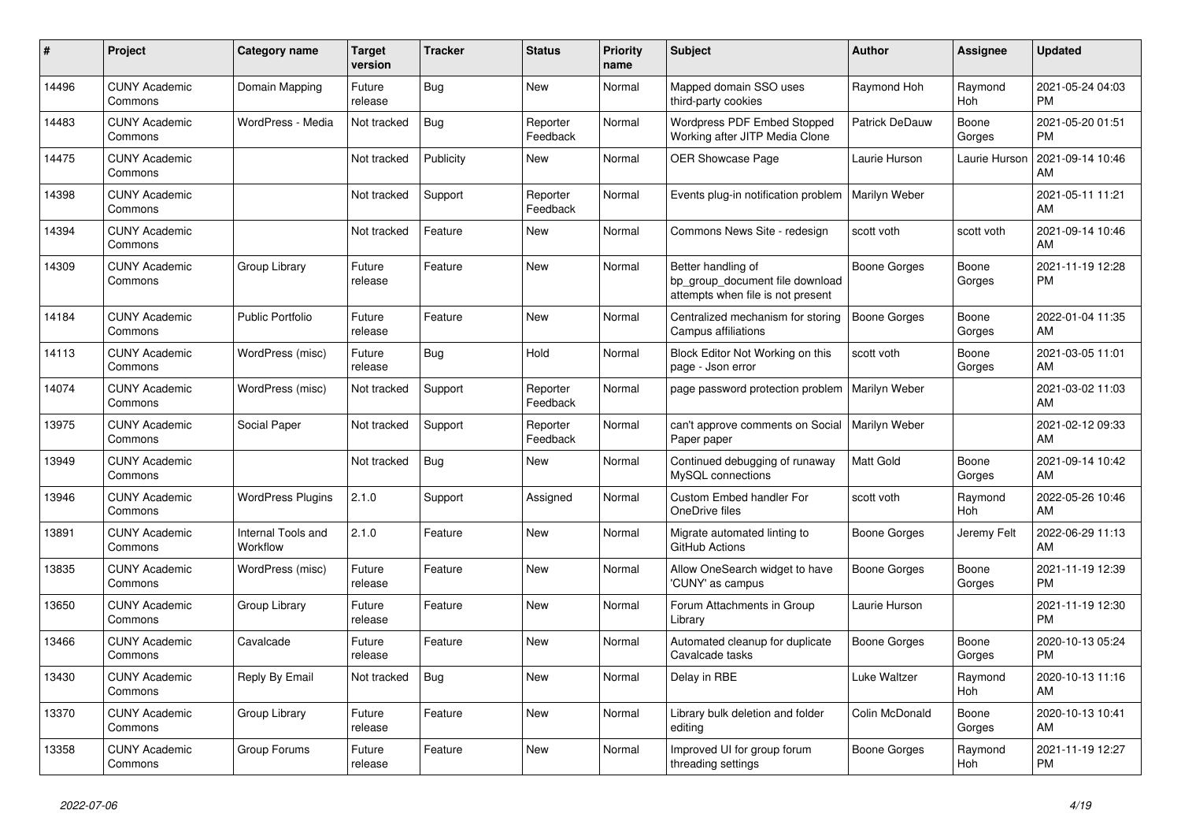| # | Project | Category name | Target version | Tracker | Status | Priority name | Subject | Author | Assignee | Updated |
|---|---|---|---|---|---|---|---|---|---|---|
| 14496 | CUNY Academic Commons | Domain Mapping | Future release | Bug | New | Normal | Mapped domain SSO uses third-party cookies | Raymond Hoh | Raymond Hoh | 2021-05-24 04:03 PM |
| 14483 | CUNY Academic Commons | WordPress - Media | Not tracked | Bug | Reporter Feedback | Normal | Wordpress PDF Embed Stopped Working after JITP Media Clone | Patrick DeDauw | Boone Gorges | 2021-05-20 01:51 PM |
| 14475 | CUNY Academic Commons | | Not tracked | Publicity | New | Normal | OER Showcase Page | Laurie Hurson | Laurie Hurson | 2021-09-14 10:46 AM |
| 14398 | CUNY Academic Commons | | Not tracked | Support | Reporter Feedback | Normal | Events plug-in notification problem | Marilyn Weber | | 2021-05-11 11:21 AM |
| 14394 | CUNY Academic Commons | | Not tracked | Feature | New | Normal | Commons News Site - redesign | scott voth | scott voth | 2021-09-14 10:46 AM |
| 14309 | CUNY Academic Commons | Group Library | Future release | Feature | New | Normal | Better handling of bp_group_document file download attempts when file is not present | Boone Gorges | Boone Gorges | 2021-11-19 12:28 PM |
| 14184 | CUNY Academic Commons | Public Portfolio | Future release | Feature | New | Normal | Centralized mechanism for storing Campus affiliations | Boone Gorges | Boone Gorges | 2022-01-04 11:35 AM |
| 14113 | CUNY Academic Commons | WordPress (misc) | Future release | Bug | Hold | Normal | Block Editor Not Working on this page - Json error | scott voth | Boone Gorges | 2021-03-05 11:01 AM |
| 14074 | CUNY Academic Commons | WordPress (misc) | Not tracked | Support | Reporter Feedback | Normal | page password protection problem | Marilyn Weber | | 2021-03-02 11:03 AM |
| 13975 | CUNY Academic Commons | Social Paper | Not tracked | Support | Reporter Feedback | Normal | can't approve comments on Social Paper paper | Marilyn Weber | | 2021-02-12 09:33 AM |
| 13949 | CUNY Academic Commons | | Not tracked | Bug | New | Normal | Continued debugging of runaway MySQL connections | Matt Gold | Boone Gorges | 2021-09-14 10:42 AM |
| 13946 | CUNY Academic Commons | WordPress Plugins | 2.1.0 | Support | Assigned | Normal | Custom Embed handler For OneDrive files | scott voth | Raymond Hoh | 2022-05-26 10:46 AM |
| 13891 | CUNY Academic Commons | Internal Tools and Workflow | 2.1.0 | Feature | New | Normal | Migrate automated linting to GitHub Actions | Boone Gorges | Jeremy Felt | 2022-06-29 11:13 AM |
| 13835 | CUNY Academic Commons | WordPress (misc) | Future release | Feature | New | Normal | Allow OneSearch widget to have 'CUNY' as campus | Boone Gorges | Boone Gorges | 2021-11-19 12:39 PM |
| 13650 | CUNY Academic Commons | Group Library | Future release | Feature | New | Normal | Forum Attachments in Group Library | Laurie Hurson | | 2021-11-19 12:30 PM |
| 13466 | CUNY Academic Commons | Cavalcade | Future release | Feature | New | Normal | Automated cleanup for duplicate Cavalcade tasks | Boone Gorges | Boone Gorges | 2020-10-13 05:24 PM |
| 13430 | CUNY Academic Commons | Reply By Email | Not tracked | Bug | New | Normal | Delay in RBE | Luke Waltzer | Raymond Hoh | 2020-10-13 11:16 AM |
| 13370 | CUNY Academic Commons | Group Library | Future release | Feature | New | Normal | Library bulk deletion and folder editing | Colin McDonald | Boone Gorges | 2020-10-13 10:41 AM |
| 13358 | CUNY Academic Commons | Group Forums | Future release | Feature | New | Normal | Improved UI for group forum threading settings | Boone Gorges | Raymond Hoh | 2021-11-19 12:27 PM |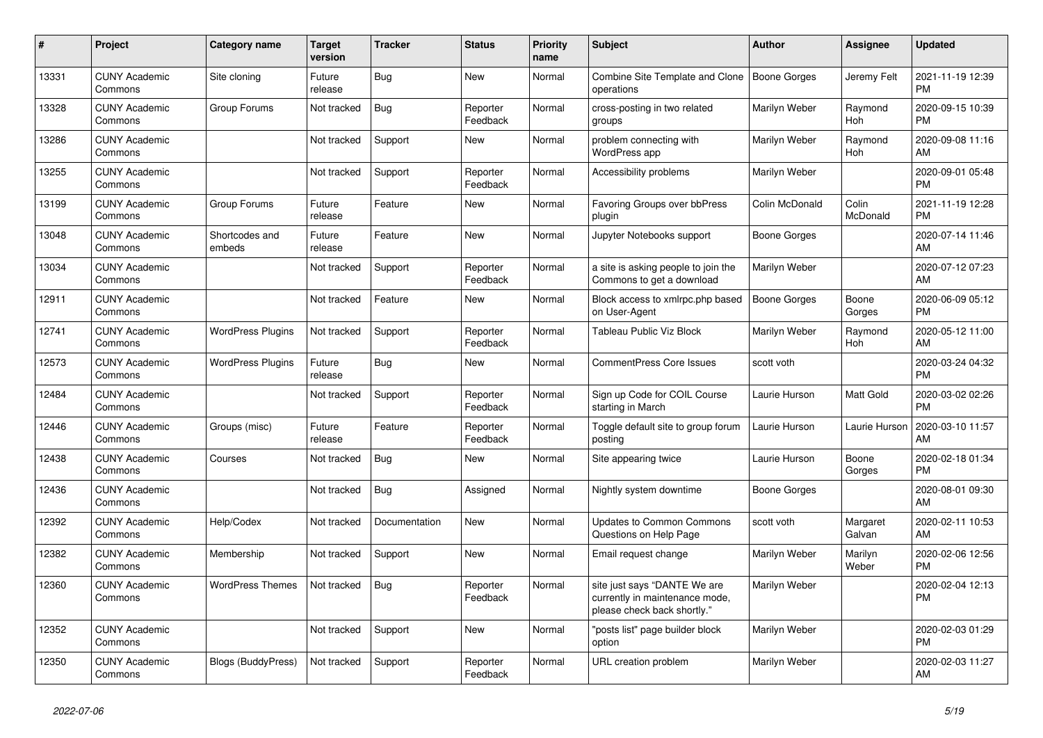| # | Project | Category name | Target version | Tracker | Status | Priority name | Subject | Author | Assignee | Updated |
|---|---|---|---|---|---|---|---|---|---|---|
| 13331 | CUNY Academic Commons | Site cloning | Future release | Bug | New | Normal | Combine Site Template and Clone operations | Boone Gorges | Jeremy Felt | 2021-11-19 12:39 PM |
| 13328 | CUNY Academic Commons | Group Forums | Not tracked | Bug | Reporter Feedback | Normal | cross-posting in two related groups | Marilyn Weber | Raymond Hoh | 2020-09-15 10:39 PM |
| 13286 | CUNY Academic Commons | | Not tracked | Support | New | Normal | problem connecting with WordPress app | Marilyn Weber | Raymond Hoh | 2020-09-08 11:16 AM |
| 13255 | CUNY Academic Commons | | Not tracked | Support | Reporter Feedback | Normal | Accessibility problems | Marilyn Weber | | 2020-09-01 05:48 PM |
| 13199 | CUNY Academic Commons | Group Forums | Future release | Feature | New | Normal | Favoring Groups over bbPress plugin | Colin McDonald | Colin McDonald | 2021-11-19 12:28 PM |
| 13048 | CUNY Academic Commons | Shortcodes and embeds | Future release | Feature | New | Normal | Jupyter Notebooks support | Boone Gorges | | 2020-07-14 11:46 AM |
| 13034 | CUNY Academic Commons | | Not tracked | Support | Reporter Feedback | Normal | a site is asking people to join the Commons to get a download | Marilyn Weber | | 2020-07-12 07:23 AM |
| 12911 | CUNY Academic Commons | | Not tracked | Feature | New | Normal | Block access to xmlrpc.php based on User-Agent | Boone Gorges | Boone Gorges | 2020-06-09 05:12 PM |
| 12741 | CUNY Academic Commons | WordPress Plugins | Not tracked | Support | Reporter Feedback | Normal | Tableau Public Viz Block | Marilyn Weber | Raymond Hoh | 2020-05-12 11:00 AM |
| 12573 | CUNY Academic Commons | WordPress Plugins | Future release | Bug | New | Normal | CommentPress Core Issues | scott voth | | 2020-03-24 04:32 PM |
| 12484 | CUNY Academic Commons | | Not tracked | Support | Reporter Feedback | Normal | Sign up Code for COIL Course starting in March | Laurie Hurson | Matt Gold | 2020-03-02 02:26 PM |
| 12446 | CUNY Academic Commons | Groups (misc) | Future release | Feature | Reporter Feedback | Normal | Toggle default site to group forum posting | Laurie Hurson | Laurie Hurson | 2020-03-10 11:57 AM |
| 12438 | CUNY Academic Commons | Courses | Not tracked | Bug | New | Normal | Site appearing twice | Laurie Hurson | Boone Gorges | 2020-02-18 01:34 PM |
| 12436 | CUNY Academic Commons | | Not tracked | Bug | Assigned | Normal | Nightly system downtime | Boone Gorges | | 2020-08-01 09:30 AM |
| 12392 | CUNY Academic Commons | Help/Codex | Not tracked | Documentation | New | Normal | Updates to Common Commons Questions on Help Page | scott voth | Margaret Galvan | 2020-02-11 10:53 AM |
| 12382 | CUNY Academic Commons | Membership | Not tracked | Support | New | Normal | Email request change | Marilyn Weber | Marilyn Weber | 2020-02-06 12:56 PM |
| 12360 | CUNY Academic Commons | WordPress Themes | Not tracked | Bug | Reporter Feedback | Normal | site just says "DANTE We are currently in maintenance mode, please check back shortly." | Marilyn Weber | | 2020-02-04 12:13 PM |
| 12352 | CUNY Academic Commons | | Not tracked | Support | New | Normal | "posts list" page builder block option | Marilyn Weber | | 2020-02-03 01:29 PM |
| 12350 | CUNY Academic Commons | Blogs (BuddyPress) | Not tracked | Support | Reporter Feedback | Normal | URL creation problem | Marilyn Weber | | 2020-02-03 11:27 AM |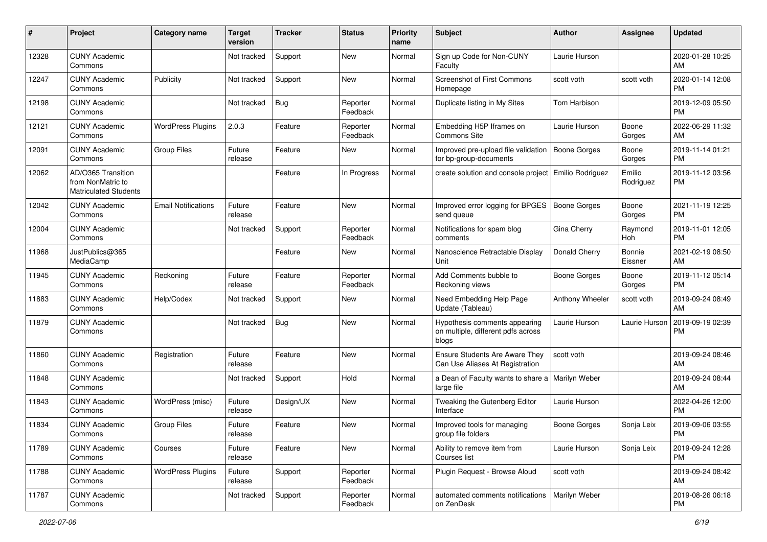| # | Project | Category name | Target version | Tracker | Status | Priority name | Subject | Author | Assignee | Updated |
|---|---|---|---|---|---|---|---|---|---|---|
| 12328 | CUNY Academic Commons | | Not tracked | Support | New | Normal | Sign up Code for Non-CUNY Faculty | Laurie Hurson | | 2020-01-28 10:25 AM |
| 12247 | CUNY Academic Commons | Publicity | Not tracked | Support | New | Normal | Screenshot of First Commons Homepage | scott voth | scott voth | 2020-01-14 12:08 PM |
| 12198 | CUNY Academic Commons | | Not tracked | Bug | Reporter Feedback | Normal | Duplicate listing in My Sites | Tom Harbison | | 2019-12-09 05:50 PM |
| 12121 | CUNY Academic Commons | WordPress Plugins | 2.0.3 | Feature | Reporter Feedback | Normal | Embedding H5P Iframes on Commons Site | Laurie Hurson | Boone Gorges | 2022-06-29 11:32 AM |
| 12091 | CUNY Academic Commons | Group Files | Future release | Feature | New | Normal | Improved pre-upload file validation for bp-group-documents | Boone Gorges | Boone Gorges | 2019-11-14 01:21 PM |
| 12062 | AD/O365 Transition from NonMatric to Matriculated Students | | | Feature | In Progress | Normal | create solution and console project | Emilio Rodriguez | Emilio Rodriguez | 2019-11-12 03:56 PM |
| 12042 | CUNY Academic Commons | Email Notifications | Future release | Feature | New | Normal | Improved error logging for BPGES send queue | Boone Gorges | Boone Gorges | 2021-11-19 12:25 PM |
| 12004 | CUNY Academic Commons | | Not tracked | Support | Reporter Feedback | Normal | Notifications for spam blog comments | Gina Cherry | Raymond Hoh | 2019-11-01 12:05 PM |
| 11968 | JustPublics@365 MediaCamp | | | Feature | New | Normal | Nanoscience Retractable Display Unit | Donald Cherry | Bonnie Eissner | 2021-02-19 08:50 AM |
| 11945 | CUNY Academic Commons | Reckoning | Future release | Feature | Reporter Feedback | Normal | Add Comments bubble to Reckoning views | Boone Gorges | Boone Gorges | 2019-11-12 05:14 PM |
| 11883 | CUNY Academic Commons | Help/Codex | Not tracked | Support | New | Normal | Need Embedding Help Page Update (Tableau) | Anthony Wheeler | scott voth | 2019-09-24 08:49 AM |
| 11879 | CUNY Academic Commons | | Not tracked | Bug | New | Normal | Hypothesis comments appearing on multiple, different pdfs across blogs | Laurie Hurson | Laurie Hurson | 2019-09-19 02:39 PM |
| 11860 | CUNY Academic Commons | Registration | Future release | Feature | New | Normal | Ensure Students Are Aware They Can Use Aliases At Registration | scott voth | | 2019-09-24 08:46 AM |
| 11848 | CUNY Academic Commons | | Not tracked | Support | Hold | Normal | a Dean of Faculty wants to share a large file | Marilyn Weber | | 2019-09-24 08:44 AM |
| 11843 | CUNY Academic Commons | WordPress (misc) | Future release | Design/UX | New | Normal | Tweaking the Gutenberg Editor Interface | Laurie Hurson | | 2022-04-26 12:00 PM |
| 11834 | CUNY Academic Commons | Group Files | Future release | Feature | New | Normal | Improved tools for managing group file folders | Boone Gorges | Sonja Leix | 2019-09-06 03:55 PM |
| 11789 | CUNY Academic Commons | Courses | Future release | Feature | New | Normal | Ability to remove item from Courses list | Laurie Hurson | Sonja Leix | 2019-09-24 12:28 PM |
| 11788 | CUNY Academic Commons | WordPress Plugins | Future release | Support | Reporter Feedback | Normal | Plugin Request - Browse Aloud | scott voth | | 2019-09-24 08:42 AM |
| 11787 | CUNY Academic Commons | | Not tracked | Support | Reporter Feedback | Normal | automated comments notifications on ZenDesk | Marilyn Weber | | 2019-08-26 06:18 PM |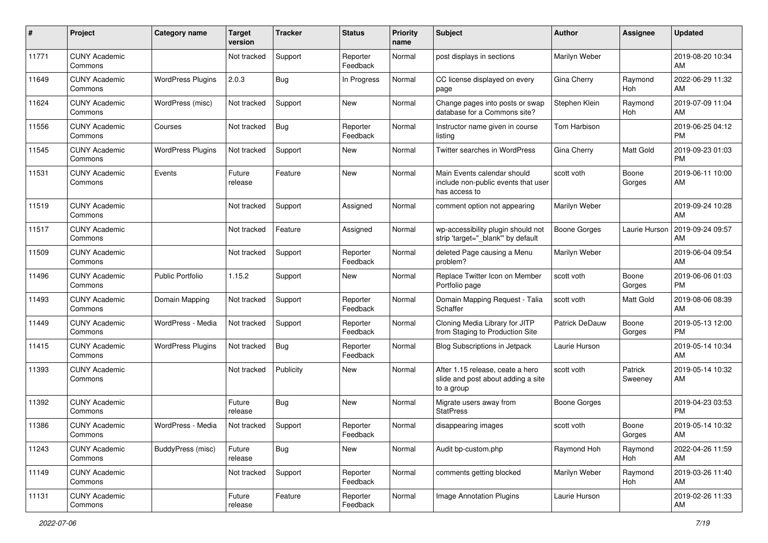| # | Project | Category name | Target version | Tracker | Status | Priority name | Subject | Author | Assignee | Updated |
|---|---|---|---|---|---|---|---|---|---|---|
| 11771 | CUNY Academic Commons | | Not tracked | Support | Reporter Feedback | Normal | post displays in sections | Marilyn Weber | | 2019-08-20 10:34 AM |
| 11649 | CUNY Academic Commons | WordPress Plugins | 2.0.3 | Bug | In Progress | Normal | CC license displayed on every page | Gina Cherry | Raymond Hoh | 2022-06-29 11:32 AM |
| 11624 | CUNY Academic Commons | WordPress (misc) | Not tracked | Support | New | Normal | Change pages into posts or swap database for a Commons site? | Stephen Klein | Raymond Hoh | 2019-07-09 11:04 AM |
| 11556 | CUNY Academic Commons | Courses | Not tracked | Bug | Reporter Feedback | Normal | Instructor name given in course listing | Tom Harbison | | 2019-06-25 04:12 PM |
| 11545 | CUNY Academic Commons | WordPress Plugins | Not tracked | Support | New | Normal | Twitter searches in WordPress | Gina Cherry | Matt Gold | 2019-09-23 01:03 PM |
| 11531 | CUNY Academic Commons | Events | Future release | Feature | New | Normal | Main Events calendar should include non-public events that user has access to | scott voth | Boone Gorges | 2019-06-11 10:00 AM |
| 11519 | CUNY Academic Commons | | Not tracked | Support | Assigned | Normal | comment option not appearing | Marilyn Weber | | 2019-09-24 10:28 AM |
| 11517 | CUNY Academic Commons | | Not tracked | Feature | Assigned | Normal | wp-accessibility plugin should not strip 'target="_blank"' by default | Boone Gorges | Laurie Hurson | 2019-09-24 09:57 AM |
| 11509 | CUNY Academic Commons | | Not tracked | Support | Reporter Feedback | Normal | deleted Page causing a Menu problem? | Marilyn Weber | | 2019-06-04 09:54 AM |
| 11496 | CUNY Academic Commons | Public Portfolio | 1.15.2 | Support | New | Normal | Replace Twitter Icon on Member Portfolio page | scott voth | Boone Gorges | 2019-06-06 01:03 PM |
| 11493 | CUNY Academic Commons | Domain Mapping | Not tracked | Support | Reporter Feedback | Normal | Domain Mapping Request - Talia Schaffer | scott voth | Matt Gold | 2019-08-06 08:39 AM |
| 11449 | CUNY Academic Commons | WordPress - Media | Not tracked | Support | Reporter Feedback | Normal | Cloning Media Library for JITP from Staging to Production Site | Patrick DeDauw | Boone Gorges | 2019-05-13 12:00 PM |
| 11415 | CUNY Academic Commons | WordPress Plugins | Not tracked | Bug | Reporter Feedback | Normal | Blog Subscriptions in Jetpack | Laurie Hurson | | 2019-05-14 10:34 AM |
| 11393 | CUNY Academic Commons | | Not tracked | Publicity | New | Normal | After 1.15 release, ceate a hero slide and post about adding a site to a group | scott voth | Patrick Sweeney | 2019-05-14 10:32 AM |
| 11392 | CUNY Academic Commons | | Future release | Bug | New | Normal | Migrate users away from StatPress | Boone Gorges | | 2019-04-23 03:53 PM |
| 11386 | CUNY Academic Commons | WordPress - Media | Not tracked | Support | Reporter Feedback | Normal | disappearing images | scott voth | Boone Gorges | 2019-05-14 10:32 AM |
| 11243 | CUNY Academic Commons | BuddyPress (misc) | Future release | Bug | New | Normal | Audit bp-custom.php | Raymond Hoh | Raymond Hoh | 2022-04-26 11:59 AM |
| 11149 | CUNY Academic Commons | | Not tracked | Support | Reporter Feedback | Normal | comments getting blocked | Marilyn Weber | Raymond Hoh | 2019-03-26 11:40 AM |
| 11131 | CUNY Academic Commons | | Future release | Feature | Reporter Feedback | Normal | Image Annotation Plugins | Laurie Hurson | | 2019-02-26 11:33 AM |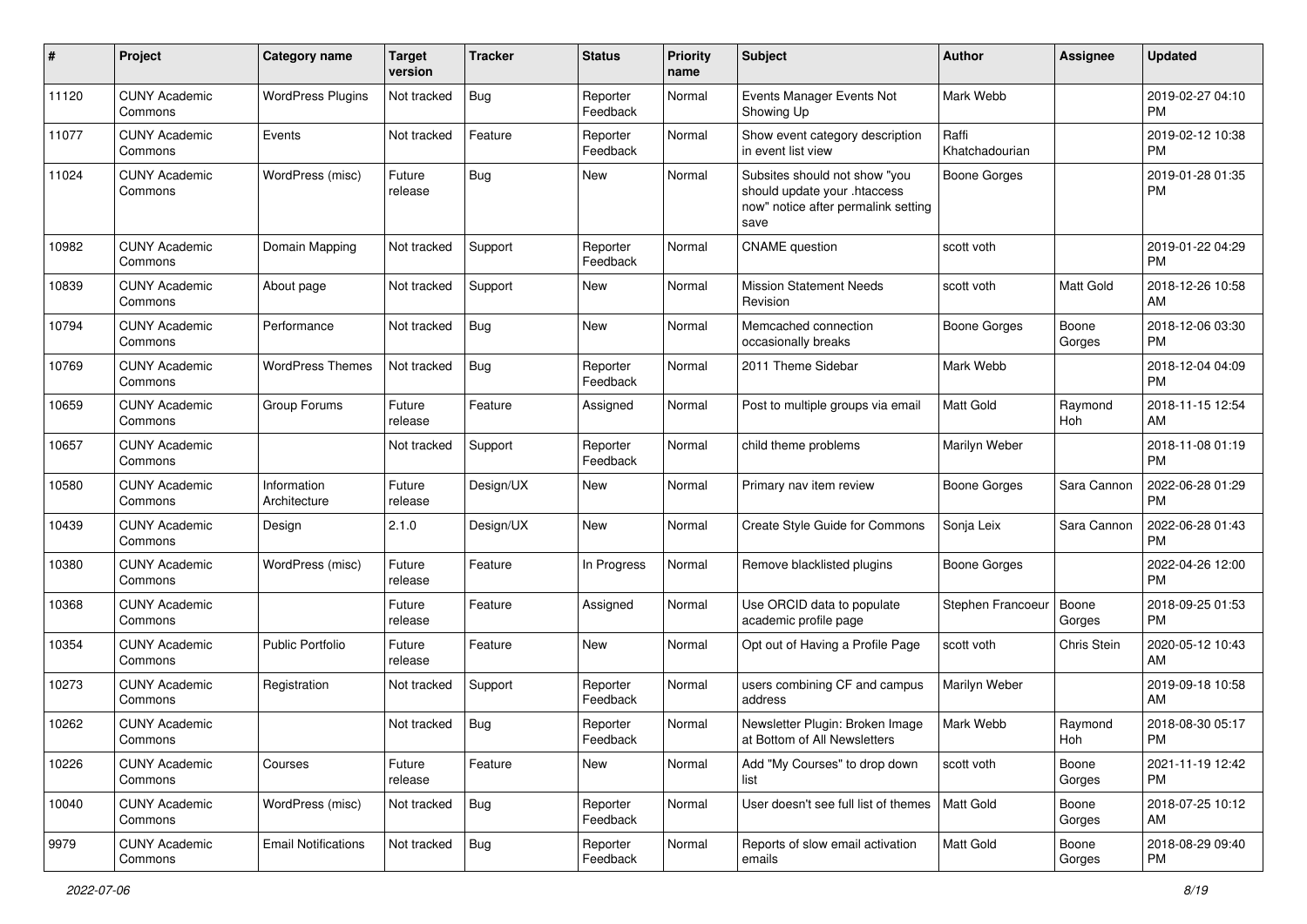| # | Project | Category name | Target version | Tracker | Status | Priority name | Subject | Author | Assignee | Updated |
|---|---|---|---|---|---|---|---|---|---|---|
| 11120 | CUNY Academic Commons | WordPress Plugins | Not tracked | Bug | Reporter Feedback | Normal | Events Manager Events Not Showing Up | Mark Webb | | 2019-02-27 04:10 PM |
| 11077 | CUNY Academic Commons | Events | Not tracked | Feature | Reporter Feedback | Normal | Show event category description in event list view | Raffi Khatchadourian | | 2019-02-12 10:38 PM |
| 11024 | CUNY Academic Commons | WordPress (misc) | Future release | Bug | New | Normal | Subsites should not show "you should update your .htaccess now" notice after permalink setting save | Boone Gorges | | 2019-01-28 01:35 PM |
| 10982 | CUNY Academic Commons | Domain Mapping | Not tracked | Support | Reporter Feedback | Normal | CNAME question | scott voth | | 2019-01-22 04:29 PM |
| 10839 | CUNY Academic Commons | About page | Not tracked | Support | New | Normal | Mission Statement Needs Revision | scott voth | Matt Gold | 2018-12-26 10:58 AM |
| 10794 | CUNY Academic Commons | Performance | Not tracked | Bug | New | Normal | Memcached connection occasionally breaks | Boone Gorges | Boone Gorges | 2018-12-06 03:30 PM |
| 10769 | CUNY Academic Commons | WordPress Themes | Not tracked | Bug | Reporter Feedback | Normal | 2011 Theme Sidebar | Mark Webb | | 2018-12-04 04:09 PM |
| 10659 | CUNY Academic Commons | Group Forums | Future release | Feature | Assigned | Normal | Post to multiple groups via email | Matt Gold | Raymond Hoh | 2018-11-15 12:54 AM |
| 10657 | CUNY Academic Commons | | Not tracked | Support | Reporter Feedback | Normal | child theme problems | Marilyn Weber | | 2018-11-08 01:19 PM |
| 10580 | CUNY Academic Commons | Information Architecture | Future release | Design/UX | New | Normal | Primary nav item review | Boone Gorges | Sara Cannon | 2022-06-28 01:29 PM |
| 10439 | CUNY Academic Commons | Design | 2.1.0 | Design/UX | New | Normal | Create Style Guide for Commons | Sonja Leix | Sara Cannon | 2022-06-28 01:43 PM |
| 10380 | CUNY Academic Commons | WordPress (misc) | Future release | Feature | In Progress | Normal | Remove blacklisted plugins | Boone Gorges | | 2022-04-26 12:00 PM |
| 10368 | CUNY Academic Commons | | Future release | Feature | Assigned | Normal | Use ORCID data to populate academic profile page | Stephen Francoeur | Boone Gorges | 2018-09-25 01:53 PM |
| 10354 | CUNY Academic Commons | Public Portfolio | Future release | Feature | New | Normal | Opt out of Having a Profile Page | scott voth | Chris Stein | 2020-05-12 10:43 AM |
| 10273 | CUNY Academic Commons | Registration | Not tracked | Support | Reporter Feedback | Normal | users combining CF and campus address | Marilyn Weber | | 2019-09-18 10:58 AM |
| 10262 | CUNY Academic Commons | | Not tracked | Bug | Reporter Feedback | Normal | Newsletter Plugin: Broken Image at Bottom of All Newsletters | Mark Webb | Raymond Hoh | 2018-08-30 05:17 PM |
| 10226 | CUNY Academic Commons | Courses | Future release | Feature | New | Normal | Add "My Courses" to drop down list | scott voth | Boone Gorges | 2021-11-19 12:42 PM |
| 10040 | CUNY Academic Commons | WordPress (misc) | Not tracked | Bug | Reporter Feedback | Normal | User doesn't see full list of themes | Matt Gold | Boone Gorges | 2018-07-25 10:12 AM |
| 9979 | CUNY Academic Commons | Email Notifications | Not tracked | Bug | Reporter Feedback | Normal | Reports of slow email activation emails | Matt Gold | Boone Gorges | 2018-08-29 09:40 PM |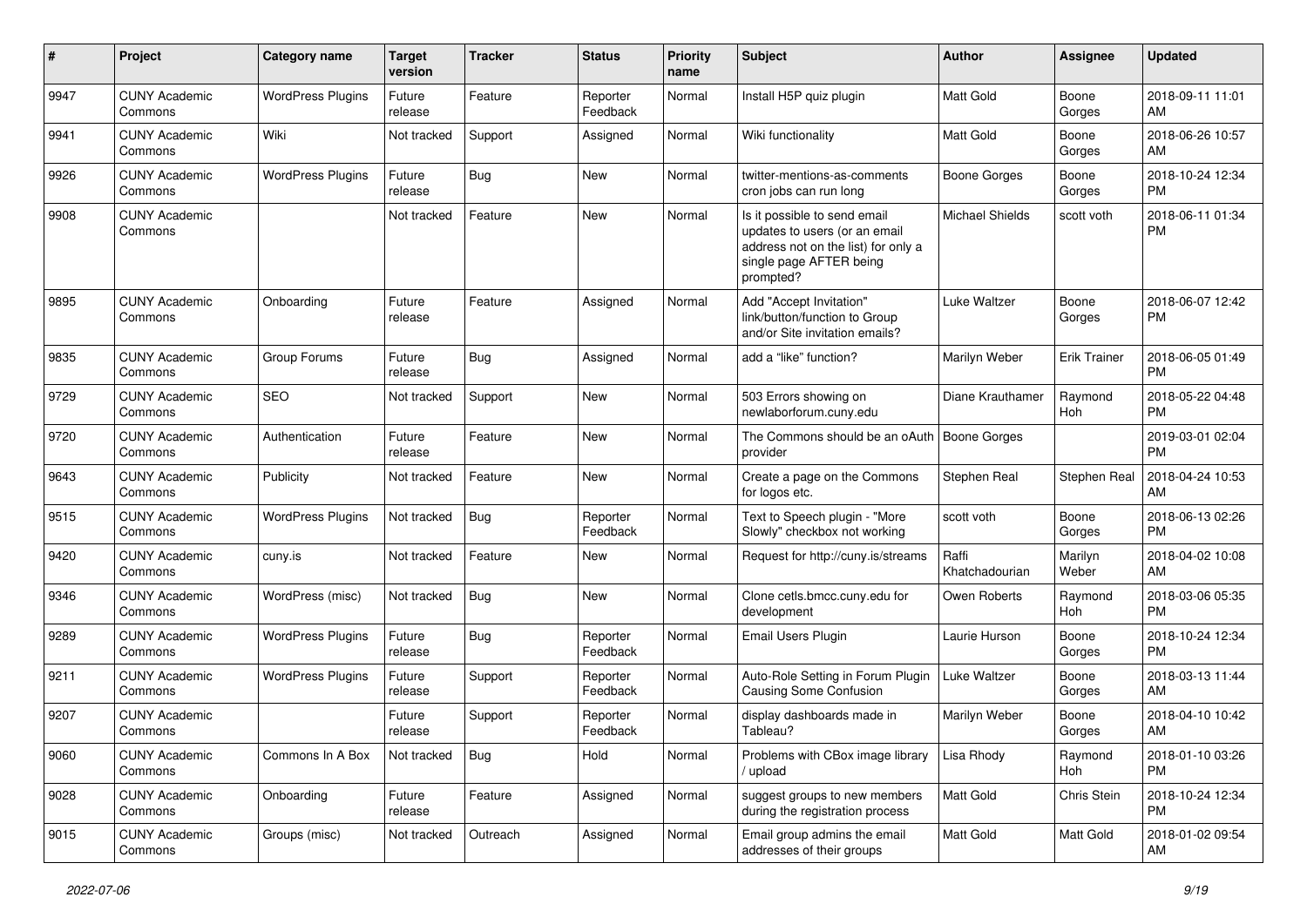| # | Project | Category name | Target version | Tracker | Status | Priority name | Subject | Author | Assignee | Updated |
|---|---|---|---|---|---|---|---|---|---|---|
| 9947 | CUNY Academic Commons | WordPress Plugins | Future release | Feature | Reporter Feedback | Normal | Install H5P quiz plugin | Matt Gold | Boone Gorges | 2018-09-11 11:01 AM |
| 9941 | CUNY Academic Commons | Wiki | Not tracked | Support | Assigned | Normal | Wiki functionality | Matt Gold | Boone Gorges | 2018-06-26 10:57 AM |
| 9926 | CUNY Academic Commons | WordPress Plugins | Future release | Bug | New | Normal | twitter-mentions-as-comments cron jobs can run long | Boone Gorges | Boone Gorges | 2018-10-24 12:34 PM |
| 9908 | CUNY Academic Commons | | Not tracked | Feature | New | Normal | Is it possible to send email updates to users (or an email address not on the list) for only a single page AFTER being prompted? | Michael Shields | scott voth | 2018-06-11 01:34 PM |
| 9895 | CUNY Academic Commons | Onboarding | Future release | Feature | Assigned | Normal | Add "Accept Invitation" link/button/function to Group and/or Site invitation emails? | Luke Waltzer | Boone Gorges | 2018-06-07 12:42 PM |
| 9835 | CUNY Academic Commons | Group Forums | Future release | Bug | Assigned | Normal | add a "like" function? | Marilyn Weber | Erik Trainer | 2018-06-05 01:49 PM |
| 9729 | CUNY Academic Commons | SEO | Not tracked | Support | New | Normal | 503 Errors showing on newlaborforum.cuny.edu | Diane Krauthamer | Raymond Hoh | 2018-05-22 04:48 PM |
| 9720 | CUNY Academic Commons | Authentication | Future release | Feature | New | Normal | The Commons should be an oAuth provider | Boone Gorges | | 2019-03-01 02:04 PM |
| 9643 | CUNY Academic Commons | Publicity | Not tracked | Feature | New | Normal | Create a page on the Commons for logos etc. | Stephen Real | Stephen Real | 2018-04-24 10:53 AM |
| 9515 | CUNY Academic Commons | WordPress Plugins | Not tracked | Bug | Reporter Feedback | Normal | Text to Speech plugin - "More Slowly" checkbox not working | scott voth | Boone Gorges | 2018-06-13 02:26 PM |
| 9420 | CUNY Academic Commons | cuny.is | Not tracked | Feature | New | Normal | Request for http://cuny.is/streams | Raffi Khatchadourian | Marilyn Weber | 2018-04-02 10:08 AM |
| 9346 | CUNY Academic Commons | WordPress (misc) | Not tracked | Bug | New | Normal | Clone cetls.bmcc.cuny.edu for development | Owen Roberts | Raymond Hoh | 2018-03-06 05:35 PM |
| 9289 | CUNY Academic Commons | WordPress Plugins | Future release | Bug | Reporter Feedback | Normal | Email Users Plugin | Laurie Hurson | Boone Gorges | 2018-10-24 12:34 PM |
| 9211 | CUNY Academic Commons | WordPress Plugins | Future release | Support | Reporter Feedback | Normal | Auto-Role Setting in Forum Plugin Causing Some Confusion | Luke Waltzer | Boone Gorges | 2018-03-13 11:44 AM |
| 9207 | CUNY Academic Commons | | Future release | Support | Reporter Feedback | Normal | display dashboards made in Tableau? | Marilyn Weber | Boone Gorges | 2018-04-10 10:42 AM |
| 9060 | CUNY Academic Commons | Commons In A Box | Not tracked | Bug | Hold | Normal | Problems with CBox image library / upload | Lisa Rhody | Raymond Hoh | 2018-01-10 03:26 PM |
| 9028 | CUNY Academic Commons | Onboarding | Future release | Feature | Assigned | Normal | suggest groups to new members during the registration process | Matt Gold | Chris Stein | 2018-10-24 12:34 PM |
| 9015 | CUNY Academic Commons | Groups (misc) | Not tracked | Outreach | Assigned | Normal | Email group admins the email addresses of their groups | Matt Gold | Matt Gold | 2018-01-02 09:54 AM |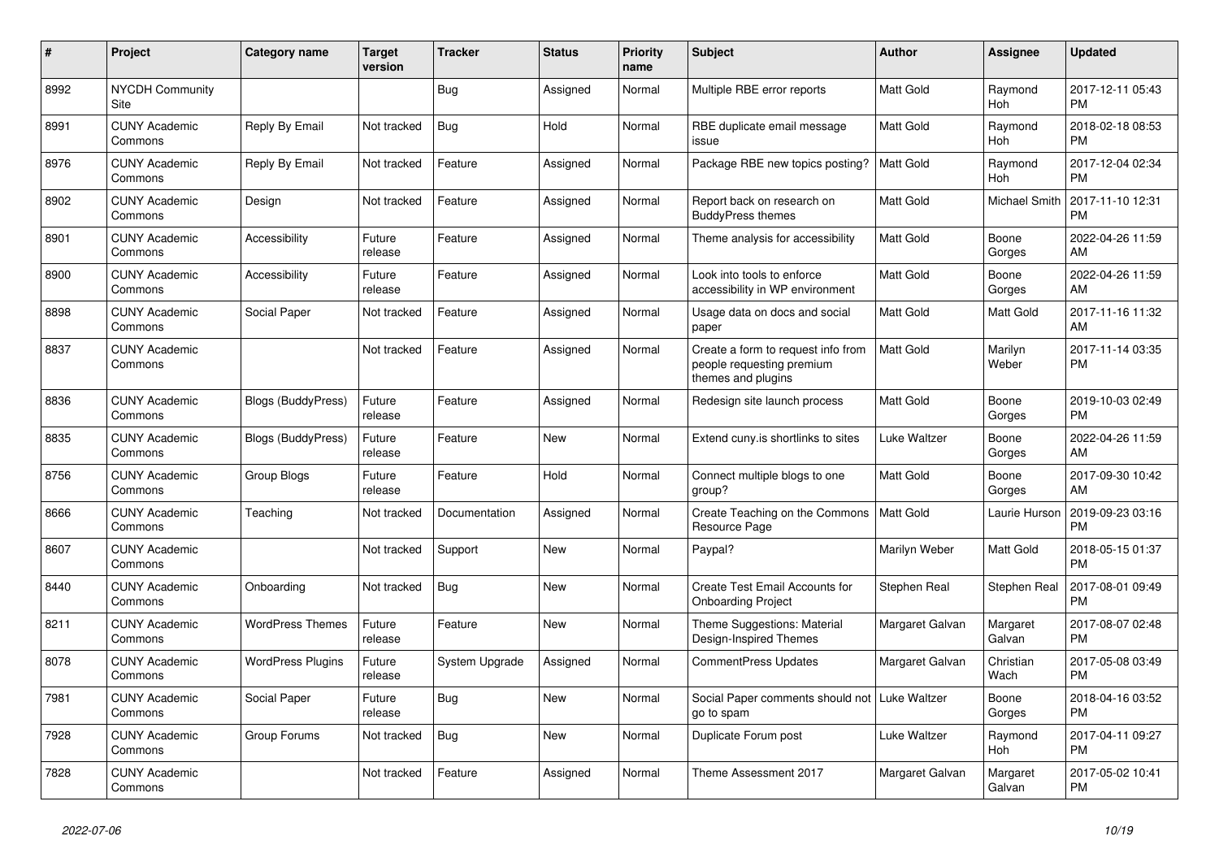| # | Project | Category name | Target version | Tracker | Status | Priority name | Subject | Author | Assignee | Updated |
|---|---|---|---|---|---|---|---|---|---|---|
| 8992 | NYCDH Community Site | | | Bug | Assigned | Normal | Multiple RBE error reports | Matt Gold | Raymond Hoh | 2017-12-11 05:43 PM |
| 8991 | CUNY Academic Commons | Reply By Email | Not tracked | Bug | Hold | Normal | RBE duplicate email message issue | Matt Gold | Raymond Hoh | 2018-02-18 08:53 PM |
| 8976 | CUNY Academic Commons | Reply By Email | Not tracked | Feature | Assigned | Normal | Package RBE new topics posting? | Matt Gold | Raymond Hoh | 2017-12-04 02:34 PM |
| 8902 | CUNY Academic Commons | Design | Not tracked | Feature | Assigned | Normal | Report back on research on BuddyPress themes | Matt Gold | Michael Smith | 2017-11-10 12:31 PM |
| 8901 | CUNY Academic Commons | Accessibility | Future release | Feature | Assigned | Normal | Theme analysis for accessibility | Matt Gold | Boone Gorges | 2022-04-26 11:59 AM |
| 8900 | CUNY Academic Commons | Accessibility | Future release | Feature | Assigned | Normal | Look into tools to enforce accessibility in WP environment | Matt Gold | Boone Gorges | 2022-04-26 11:59 AM |
| 8898 | CUNY Academic Commons | Social Paper | Not tracked | Feature | Assigned | Normal | Usage data on docs and social paper | Matt Gold | Matt Gold | 2017-11-16 11:32 AM |
| 8837 | CUNY Academic Commons | | Not tracked | Feature | Assigned | Normal | Create a form to request info from people requesting premium themes and plugins | Matt Gold | Marilyn Weber | 2017-11-14 03:35 PM |
| 8836 | CUNY Academic Commons | Blogs (BuddyPress) | Future release | Feature | Assigned | Normal | Redesign site launch process | Matt Gold | Boone Gorges | 2019-10-03 02:49 PM |
| 8835 | CUNY Academic Commons | Blogs (BuddyPress) | Future release | Feature | New | Normal | Extend cuny.is shortlinks to sites | Luke Waltzer | Boone Gorges | 2022-04-26 11:59 AM |
| 8756 | CUNY Academic Commons | Group Blogs | Future release | Feature | Hold | Normal | Connect multiple blogs to one group? | Matt Gold | Boone Gorges | 2017-09-30 10:42 AM |
| 8666 | CUNY Academic Commons | Teaching | Not tracked | Documentation | Assigned | Normal | Create Teaching on the Commons Resource Page | Matt Gold | Laurie Hurson | 2019-09-23 03:16 PM |
| 8607 | CUNY Academic Commons | | Not tracked | Support | New | Normal | Paypal? | Marilyn Weber | Matt Gold | 2018-05-15 01:37 PM |
| 8440 | CUNY Academic Commons | Onboarding | Not tracked | Bug | New | Normal | Create Test Email Accounts for Onboarding Project | Stephen Real | Stephen Real | 2017-08-01 09:49 PM |
| 8211 | CUNY Academic Commons | WordPress Themes | Future release | Feature | New | Normal | Theme Suggestions: Material Design-Inspired Themes | Margaret Galvan | Margaret Galvan | 2017-08-07 02:48 PM |
| 8078 | CUNY Academic Commons | WordPress Plugins | Future release | System Upgrade | Assigned | Normal | CommentPress Updates | Margaret Galvan | Christian Wach | 2017-05-08 03:49 PM |
| 7981 | CUNY Academic Commons | Social Paper | Future release | Bug | New | Normal | Social Paper comments should not go to spam | Luke Waltzer | Boone Gorges | 2018-04-16 03:52 PM |
| 7928 | CUNY Academic Commons | Group Forums | Not tracked | Bug | New | Normal | Duplicate Forum post | Luke Waltzer | Raymond Hoh | 2017-04-11 09:27 PM |
| 7828 | CUNY Academic Commons | | Not tracked | Feature | Assigned | Normal | Theme Assessment 2017 | Margaret Galvan | Margaret Galvan | 2017-05-02 10:41 PM |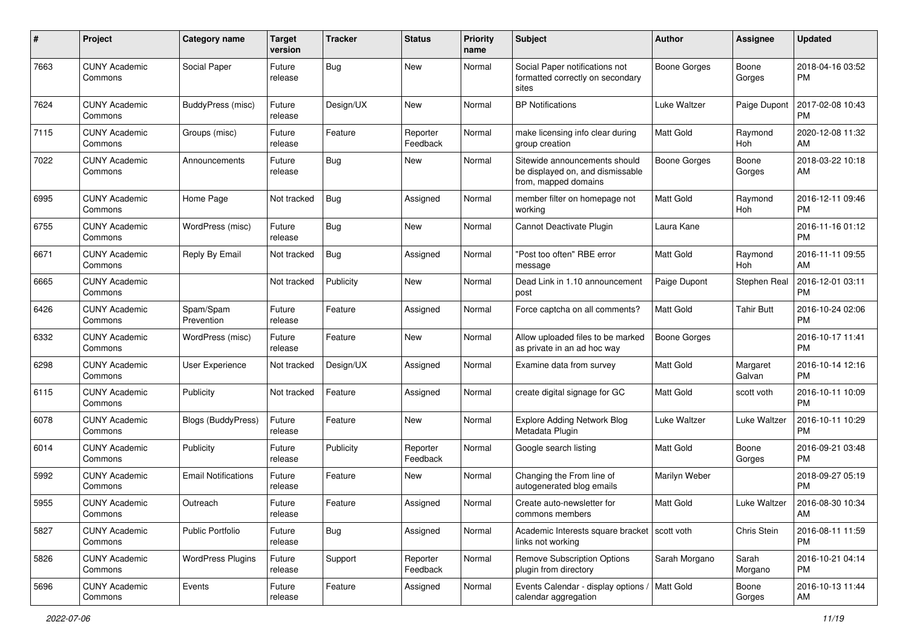| # | Project | Category name | Target version | Tracker | Status | Priority name | Subject | Author | Assignee | Updated |
|---|---|---|---|---|---|---|---|---|---|---|
| 7663 | CUNY Academic Commons | Social Paper | Future release | Bug | New | Normal | Social Paper notifications not formatted correctly on secondary sites | Boone Gorges | Boone Gorges | 2018-04-16 03:52 PM |
| 7624 | CUNY Academic Commons | BuddyPress (misc) | Future release | Design/UX | New | Normal | BP Notifications | Luke Waltzer | Paige Dupont | 2017-02-08 10:43 PM |
| 7115 | CUNY Academic Commons | Groups (misc) | Future release | Feature | Reporter Feedback | Normal | make licensing info clear during group creation | Matt Gold | Raymond Hoh | 2020-12-08 11:32 AM |
| 7022 | CUNY Academic Commons | Announcements | Future release | Bug | New | Normal | Sitewide announcements should be displayed on, and dismissable from, mapped domains | Boone Gorges | Boone Gorges | 2018-03-22 10:18 AM |
| 6995 | CUNY Academic Commons | Home Page | Not tracked | Bug | Assigned | Normal | member filter on homepage not working | Matt Gold | Raymond Hoh | 2016-12-11 09:46 PM |
| 6755 | CUNY Academic Commons | WordPress (misc) | Future release | Bug | New | Normal | Cannot Deactivate Plugin | Laura Kane | | 2016-11-16 01:12 PM |
| 6671 | CUNY Academic Commons | Reply By Email | Not tracked | Bug | Assigned | Normal | "Post too often" RBE error message | Matt Gold | Raymond Hoh | 2016-11-11 09:55 AM |
| 6665 | CUNY Academic Commons | | Not tracked | Publicity | New | Normal | Dead Link in 1.10 announcement post | Paige Dupont | Stephen Real | 2016-12-01 03:11 PM |
| 6426 | CUNY Academic Commons | Spam/Spam Prevention | Future release | Feature | Assigned | Normal | Force captcha on all comments? | Matt Gold | Tahir Butt | 2016-10-24 02:06 PM |
| 6332 | CUNY Academic Commons | WordPress (misc) | Future release | Feature | New | Normal | Allow uploaded files to be marked as private in an ad hoc way | Boone Gorges | | 2016-10-17 11:41 PM |
| 6298 | CUNY Academic Commons | User Experience | Not tracked | Design/UX | Assigned | Normal | Examine data from survey | Matt Gold | Margaret Galvan | 2016-10-14 12:16 PM |
| 6115 | CUNY Academic Commons | Publicity | Not tracked | Feature | Assigned | Normal | create digital signage for GC | Matt Gold | scott voth | 2016-10-11 10:09 PM |
| 6078 | CUNY Academic Commons | Blogs (BuddyPress) | Future release | Feature | New | Normal | Explore Adding Network Blog Metadata Plugin | Luke Waltzer | Luke Waltzer | 2016-10-11 10:29 PM |
| 6014 | CUNY Academic Commons | Publicity | Future release | Publicity | Reporter Feedback | Normal | Google search listing | Matt Gold | Boone Gorges | 2016-09-21 03:48 PM |
| 5992 | CUNY Academic Commons | Email Notifications | Future release | Feature | New | Normal | Changing the From line of autogenerated blog emails | Marilyn Weber | | 2018-09-27 05:19 PM |
| 5955 | CUNY Academic Commons | Outreach | Future release | Feature | Assigned | Normal | Create auto-newsletter for commons members | Matt Gold | Luke Waltzer | 2016-08-30 10:34 AM |
| 5827 | CUNY Academic Commons | Public Portfolio | Future release | Bug | Assigned | Normal | Academic Interests square bracket links not working | scott voth | Chris Stein | 2016-08-11 11:59 PM |
| 5826 | CUNY Academic Commons | WordPress Plugins | Future release | Support | Reporter Feedback | Normal | Remove Subscription Options plugin from directory | Sarah Morgano | Sarah Morgano | 2016-10-21 04:14 PM |
| 5696 | CUNY Academic Commons | Events | Future release | Feature | Assigned | Normal | Events Calendar - display options / calendar aggregation | Matt Gold | Boone Gorges | 2016-10-13 11:44 AM |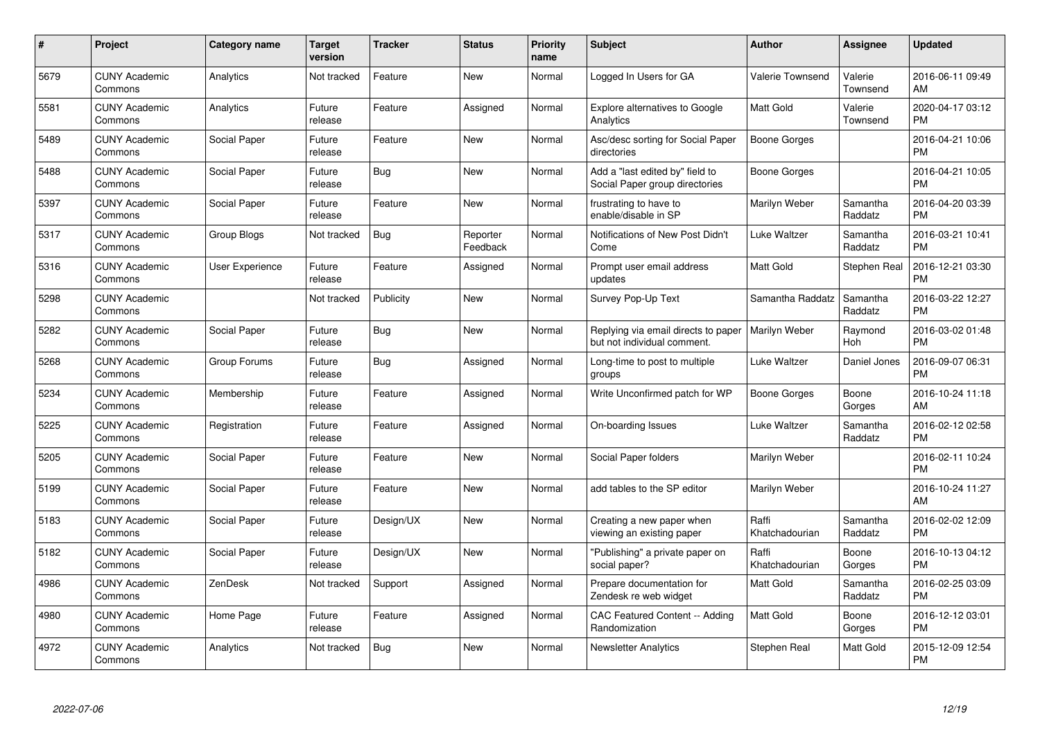| # | Project | Category name | Target version | Tracker | Status | Priority name | Subject | Author | Assignee | Updated |
|---|---|---|---|---|---|---|---|---|---|---|
| 5679 | CUNY Academic Commons | Analytics | Not tracked | Feature | New | Normal | Logged In Users for GA | Valerie Townsend | Valerie Townsend | 2016-06-11 09:49 AM |
| 5581 | CUNY Academic Commons | Analytics | Future release | Feature | Assigned | Normal | Explore alternatives to Google Analytics | Matt Gold | Valerie Townsend | 2020-04-17 03:12 PM |
| 5489 | CUNY Academic Commons | Social Paper | Future release | Feature | New | Normal | Asc/desc sorting for Social Paper directories | Boone Gorges | | 2016-04-21 10:06 PM |
| 5488 | CUNY Academic Commons | Social Paper | Future release | Bug | New | Normal | Add a "last edited by" field to Social Paper group directories | Boone Gorges | | 2016-04-21 10:05 PM |
| 5397 | CUNY Academic Commons | Social Paper | Future release | Feature | New | Normal | frustrating to have to enable/disable in SP | Marilyn Weber | Samantha Raddatz | 2016-04-20 03:39 PM |
| 5317 | CUNY Academic Commons | Group Blogs | Not tracked | Bug | Reporter Feedback | Normal | Notifications of New Post Didn't Come | Luke Waltzer | Samantha Raddatz | 2016-03-21 10:41 PM |
| 5316 | CUNY Academic Commons | User Experience | Future release | Feature | Assigned | Normal | Prompt user email address updates | Matt Gold | Stephen Real | 2016-12-21 03:30 PM |
| 5298 | CUNY Academic Commons | | Not tracked | Publicity | New | Normal | Survey Pop-Up Text | Samantha Raddatz | Samantha Raddatz | 2016-03-22 12:27 PM |
| 5282 | CUNY Academic Commons | Social Paper | Future release | Bug | New | Normal | Replying via email directs to paper but not individual comment. | Marilyn Weber | Raymond Hoh | 2016-03-02 01:48 PM |
| 5268 | CUNY Academic Commons | Group Forums | Future release | Bug | Assigned | Normal | Long-time to post to multiple groups | Luke Waltzer | Daniel Jones | 2016-09-07 06:31 PM |
| 5234 | CUNY Academic Commons | Membership | Future release | Feature | Assigned | Normal | Write Unconfirmed patch for WP | Boone Gorges | Boone Gorges | 2016-10-24 11:18 AM |
| 5225 | CUNY Academic Commons | Registration | Future release | Feature | Assigned | Normal | On-boarding Issues | Luke Waltzer | Samantha Raddatz | 2016-02-12 02:58 PM |
| 5205 | CUNY Academic Commons | Social Paper | Future release | Feature | New | Normal | Social Paper folders | Marilyn Weber | | 2016-02-11 10:24 PM |
| 5199 | CUNY Academic Commons | Social Paper | Future release | Feature | New | Normal | add tables to the SP editor | Marilyn Weber | | 2016-10-24 11:27 AM |
| 5183 | CUNY Academic Commons | Social Paper | Future release | Design/UX | New | Normal | Creating a new paper when viewing an existing paper | Raffi Khatchadourian | Samantha Raddatz | 2016-02-02 12:09 PM |
| 5182 | CUNY Academic Commons | Social Paper | Future release | Design/UX | New | Normal | "Publishing" a private paper on social paper? | Raffi Khatchadourian | Boone Gorges | 2016-10-13 04:12 PM |
| 4986 | CUNY Academic Commons | ZenDesk | Not tracked | Support | Assigned | Normal | Prepare documentation for Zendesk re web widget | Matt Gold | Samantha Raddatz | 2016-02-25 03:09 PM |
| 4980 | CUNY Academic Commons | Home Page | Future release | Feature | Assigned | Normal | CAC Featured Content -- Adding Randomization | Matt Gold | Boone Gorges | 2016-12-12 03:01 PM |
| 4972 | CUNY Academic Commons | Analytics | Not tracked | Bug | New | Normal | Newsletter Analytics | Stephen Real | Matt Gold | 2015-12-09 12:54 PM |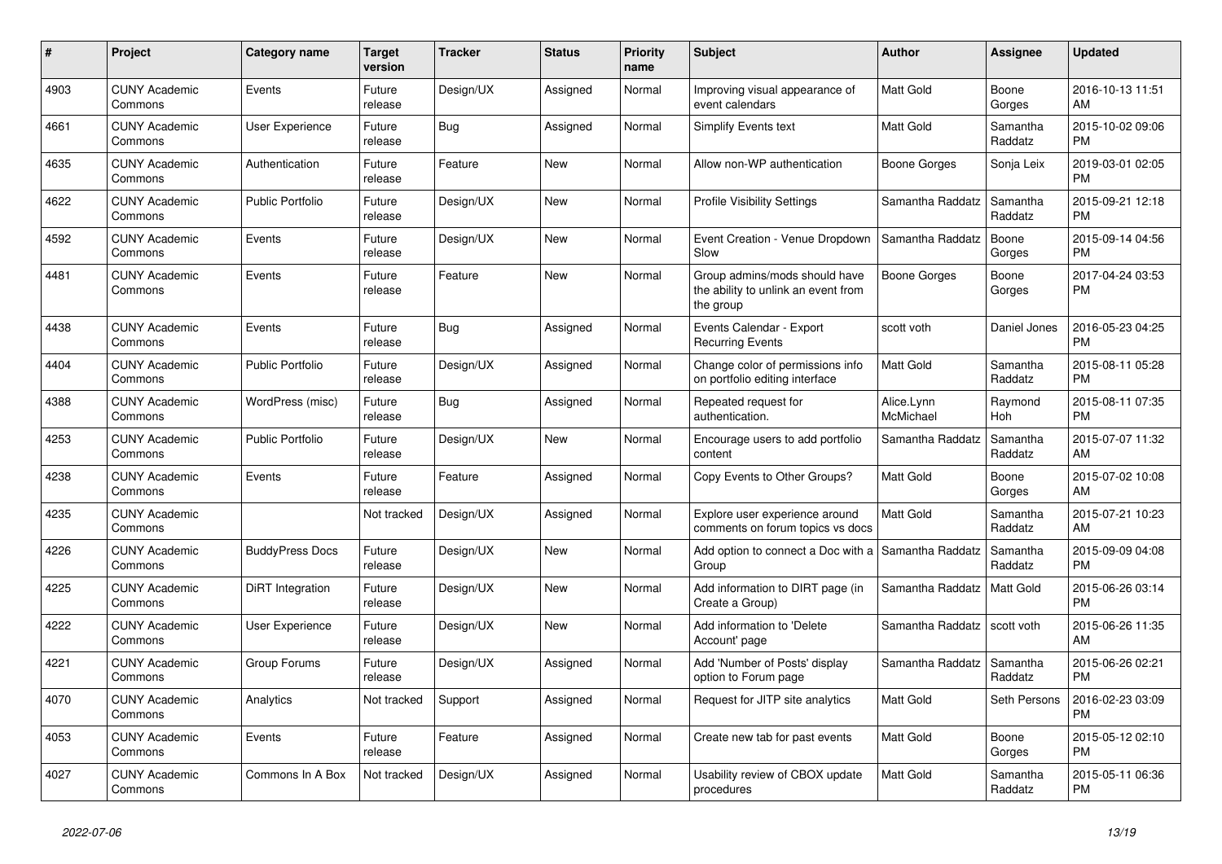| # | Project | Category name | Target version | Tracker | Status | Priority name | Subject | Author | Assignee | Updated |
|---|---|---|---|---|---|---|---|---|---|---|
| 4903 | CUNY Academic Commons | Events | Future release | Design/UX | Assigned | Normal | Improving visual appearance of event calendars | Matt Gold | Boone Gorges | 2016-10-13 11:51 AM |
| 4661 | CUNY Academic Commons | User Experience | Future release | Bug | Assigned | Normal | Simplify Events text | Matt Gold | Samantha Raddatz | 2015-10-02 09:06 PM |
| 4635 | CUNY Academic Commons | Authentication | Future release | Feature | New | Normal | Allow non-WP authentication | Boone Gorges | Sonja Leix | 2019-03-01 02:05 PM |
| 4622 | CUNY Academic Commons | Public Portfolio | Future release | Design/UX | New | Normal | Profile Visibility Settings | Samantha Raddatz | Samantha Raddatz | 2015-09-21 12:18 PM |
| 4592 | CUNY Academic Commons | Events | Future release | Design/UX | New | Normal | Event Creation - Venue Dropdown Slow | Samantha Raddatz | Boone Gorges | 2015-09-14 04:56 PM |
| 4481 | CUNY Academic Commons | Events | Future release | Feature | New | Normal | Group admins/mods should have the ability to unlink an event from the group | Boone Gorges | Boone Gorges | 2017-04-24 03:53 PM |
| 4438 | CUNY Academic Commons | Events | Future release | Bug | Assigned | Normal | Events Calendar - Export Recurring Events | scott voth | Daniel Jones | 2016-05-23 04:25 PM |
| 4404 | CUNY Academic Commons | Public Portfolio | Future release | Design/UX | Assigned | Normal | Change color of permissions info on portfolio editing interface | Matt Gold | Samantha Raddatz | 2015-08-11 05:28 PM |
| 4388 | CUNY Academic Commons | WordPress (misc) | Future release | Bug | Assigned | Normal | Repeated request for authentication. | Alice.Lynn McMichael | Raymond Hoh | 2015-08-11 07:35 PM |
| 4253 | CUNY Academic Commons | Public Portfolio | Future release | Design/UX | New | Normal | Encourage users to add portfolio content | Samantha Raddatz | Samantha Raddatz | 2015-07-07 11:32 AM |
| 4238 | CUNY Academic Commons | Events | Future release | Feature | Assigned | Normal | Copy Events to Other Groups? | Matt Gold | Boone Gorges | 2015-07-02 10:08 AM |
| 4235 | CUNY Academic Commons | | Not tracked | Design/UX | Assigned | Normal | Explore user experience around comments on forum topics vs docs | Matt Gold | Samantha Raddatz | 2015-07-21 10:23 AM |
| 4226 | CUNY Academic Commons | BuddyPress Docs | Future release | Design/UX | New | Normal | Add option to connect a Doc with a Group | Samantha Raddatz | Samantha Raddatz | 2015-09-09 04:08 PM |
| 4225 | CUNY Academic Commons | DiRT Integration | Future release | Design/UX | New | Normal | Add information to DIRT page (in Create a Group) | Samantha Raddatz | Matt Gold | 2015-06-26 03:14 PM |
| 4222 | CUNY Academic Commons | User Experience | Future release | Design/UX | New | Normal | Add information to 'Delete Account' page | Samantha Raddatz | scott voth | 2015-06-26 11:35 AM |
| 4221 | CUNY Academic Commons | Group Forums | Future release | Design/UX | Assigned | Normal | Add 'Number of Posts' display option to Forum page | Samantha Raddatz | Samantha Raddatz | 2015-06-26 02:21 PM |
| 4070 | CUNY Academic Commons | Analytics | Not tracked | Support | Assigned | Normal | Request for JITP site analytics | Matt Gold | Seth Persons | 2016-02-23 03:09 PM |
| 4053 | CUNY Academic Commons | Events | Future release | Feature | Assigned | Normal | Create new tab for past events | Matt Gold | Boone Gorges | 2015-05-12 02:10 PM |
| 4027 | CUNY Academic Commons | Commons In A Box | Not tracked | Design/UX | Assigned | Normal | Usability review of CBOX update procedures | Matt Gold | Samantha Raddatz | 2015-05-11 06:36 PM |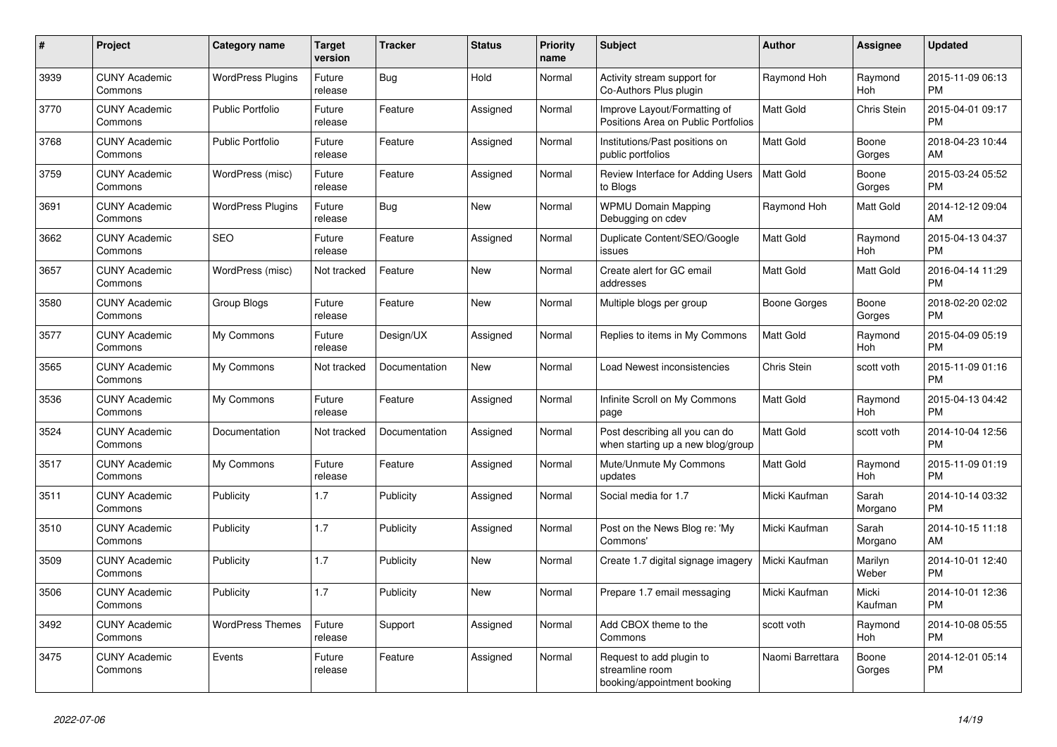| # | Project | Category name | Target version | Tracker | Status | Priority name | Subject | Author | Assignee | Updated |
|---|---|---|---|---|---|---|---|---|---|---|
| 3939 | CUNY Academic Commons | WordPress Plugins | Future release | Bug | Hold | Normal | Activity stream support for Co-Authors Plus plugin | Raymond Hoh | Raymond Hoh | 2015-11-09 06:13 PM |
| 3770 | CUNY Academic Commons | Public Portfolio | Future release | Feature | Assigned | Normal | Improve Layout/Formatting of Positions Area on Public Portfolios | Matt Gold | Chris Stein | 2015-04-01 09:17 PM |
| 3768 | CUNY Academic Commons | Public Portfolio | Future release | Feature | Assigned | Normal | Institutions/Past positions on public portfolios | Matt Gold | Boone Gorges | 2018-04-23 10:44 AM |
| 3759 | CUNY Academic Commons | WordPress (misc) | Future release | Feature | Assigned | Normal | Review Interface for Adding Users to Blogs | Matt Gold | Boone Gorges | 2015-03-24 05:52 PM |
| 3691 | CUNY Academic Commons | WordPress Plugins | Future release | Bug | New | Normal | WPMU Domain Mapping Debugging on cdev | Raymond Hoh | Matt Gold | 2014-12-12 09:04 AM |
| 3662 | CUNY Academic Commons | SEO | Future release | Feature | Assigned | Normal | Duplicate Content/SEO/Google issues | Matt Gold | Raymond Hoh | 2015-04-13 04:37 PM |
| 3657 | CUNY Academic Commons | WordPress (misc) | Not tracked | Feature | New | Normal | Create alert for GC email addresses | Matt Gold | Matt Gold | 2016-04-14 11:29 PM |
| 3580 | CUNY Academic Commons | Group Blogs | Future release | Feature | New | Normal | Multiple blogs per group | Boone Gorges | Boone Gorges | 2018-02-20 02:02 PM |
| 3577 | CUNY Academic Commons | My Commons | Future release | Design/UX | Assigned | Normal | Replies to items in My Commons | Matt Gold | Raymond Hoh | 2015-04-09 05:19 PM |
| 3565 | CUNY Academic Commons | My Commons | Not tracked | Documentation | New | Normal | Load Newest inconsistencies | Chris Stein | scott voth | 2015-11-09 01:16 PM |
| 3536 | CUNY Academic Commons | My Commons | Future release | Feature | Assigned | Normal | Infinite Scroll on My Commons page | Matt Gold | Raymond Hoh | 2015-04-13 04:42 PM |
| 3524 | CUNY Academic Commons | Documentation | Not tracked | Documentation | Assigned | Normal | Post describing all you can do when starting up a new blog/group | Matt Gold | scott voth | 2014-10-04 12:56 PM |
| 3517 | CUNY Academic Commons | My Commons | Future release | Feature | Assigned | Normal | Mute/Unmute My Commons updates | Matt Gold | Raymond Hoh | 2015-11-09 01:19 PM |
| 3511 | CUNY Academic Commons | Publicity | 1.7 | Publicity | Assigned | Normal | Social media for 1.7 | Micki Kaufman | Sarah Morgano | 2014-10-14 03:32 PM |
| 3510 | CUNY Academic Commons | Publicity | 1.7 | Publicity | Assigned | Normal | Post on the News Blog re: 'My Commons' | Micki Kaufman | Sarah Morgano | 2014-10-15 11:18 AM |
| 3509 | CUNY Academic Commons | Publicity | 1.7 | Publicity | New | Normal | Create 1.7 digital signage imagery | Micki Kaufman | Marilyn Weber | 2014-10-01 12:40 PM |
| 3506 | CUNY Academic Commons | Publicity | 1.7 | Publicity | New | Normal | Prepare 1.7 email messaging | Micki Kaufman | Micki Kaufman | 2014-10-01 12:36 PM |
| 3492 | CUNY Academic Commons | WordPress Themes | Future release | Support | Assigned | Normal | Add CBOX theme to the Commons | scott voth | Raymond Hoh | 2014-10-08 05:55 PM |
| 3475 | CUNY Academic Commons | Events | Future release | Feature | Assigned | Normal | Request to add plugin to streamline room booking/appointment booking | Naomi Barrettara | Boone Gorges | 2014-12-01 05:14 PM |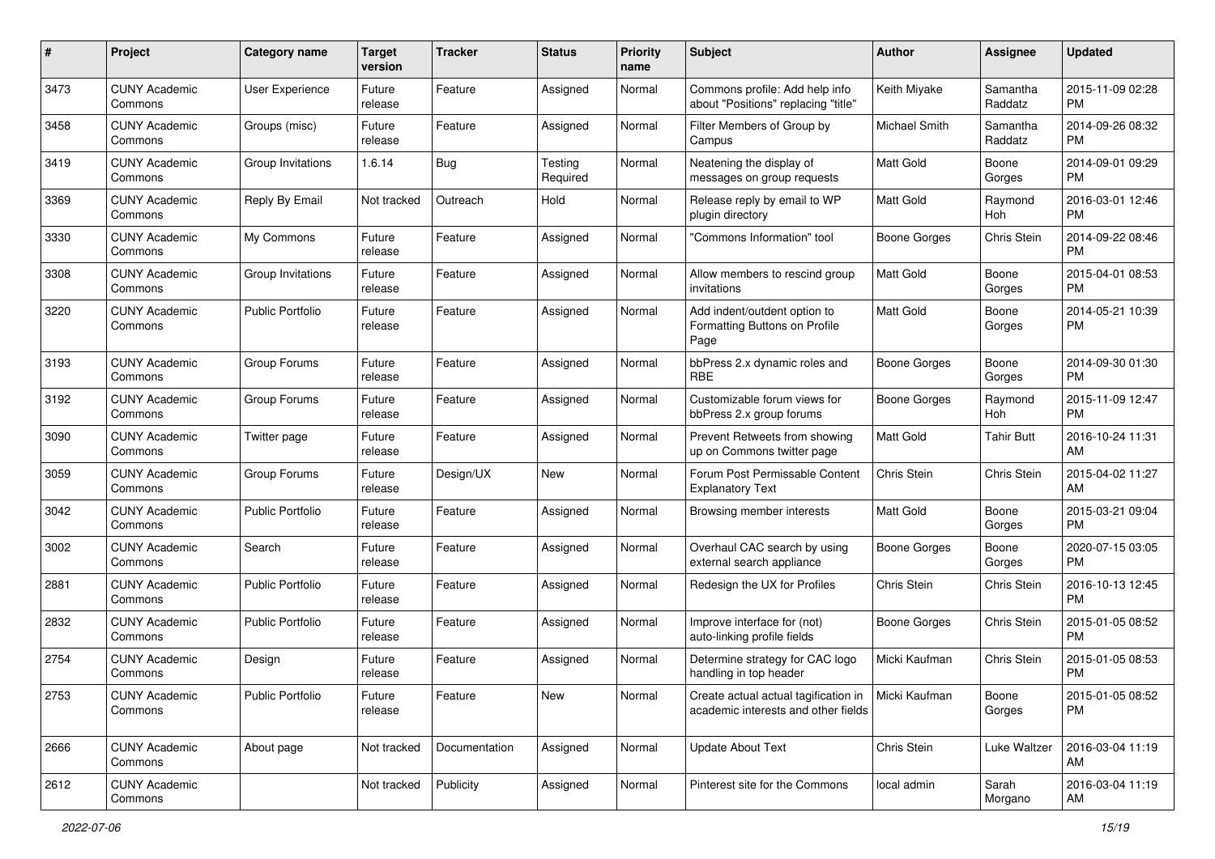| # | Project | Category name | Target version | Tracker | Status | Priority name | Subject | Author | Assignee | Updated |
|---|---|---|---|---|---|---|---|---|---|---|
| 3473 | CUNY Academic Commons | User Experience | Future release | Feature | Assigned | Normal | Commons profile: Add help info about "Positions" replacing "title" | Keith Miyake | Samantha Raddatz | 2015-11-09 02:28 PM |
| 3458 | CUNY Academic Commons | Groups (misc) | Future release | Feature | Assigned | Normal | Filter Members of Group by Campus | Michael Smith | Samantha Raddatz | 2014-09-26 08:32 PM |
| 3419 | CUNY Academic Commons | Group Invitations | 1.6.14 | Bug | Testing Required | Normal | Neatening the display of messages on group requests | Matt Gold | Boone Gorges | 2014-09-01 09:29 PM |
| 3369 | CUNY Academic Commons | Reply By Email | Not tracked | Outreach | Hold | Normal | Release reply by email to WP plugin directory | Matt Gold | Raymond Hoh | 2016-03-01 12:46 PM |
| 3330 | CUNY Academic Commons | My Commons | Future release | Feature | Assigned | Normal | "Commons Information" tool | Boone Gorges | Chris Stein | 2014-09-22 08:46 PM |
| 3308 | CUNY Academic Commons | Group Invitations | Future release | Feature | Assigned | Normal | Allow members to rescind group invitations | Matt Gold | Boone Gorges | 2015-04-01 08:53 PM |
| 3220 | CUNY Academic Commons | Public Portfolio | Future release | Feature | Assigned | Normal | Add indent/outdent option to Formatting Buttons on Profile Page | Matt Gold | Boone Gorges | 2014-05-21 10:39 PM |
| 3193 | CUNY Academic Commons | Group Forums | Future release | Feature | Assigned | Normal | bbPress 2.x dynamic roles and RBE | Boone Gorges | Boone Gorges | 2014-09-30 01:30 PM |
| 3192 | CUNY Academic Commons | Group Forums | Future release | Feature | Assigned | Normal | Customizable forum views for bbPress 2.x group forums | Boone Gorges | Raymond Hoh | 2015-11-09 12:47 PM |
| 3090 | CUNY Academic Commons | Twitter page | Future release | Feature | Assigned | Normal | Prevent Retweets from showing up on Commons twitter page | Matt Gold | Tahir Butt | 2016-10-24 11:31 AM |
| 3059 | CUNY Academic Commons | Group Forums | Future release | Design/UX | New | Normal | Forum Post Permissable Content Explanatory Text | Chris Stein | Chris Stein | 2015-04-02 11:27 AM |
| 3042 | CUNY Academic Commons | Public Portfolio | Future release | Feature | Assigned | Normal | Browsing member interests | Matt Gold | Boone Gorges | 2015-03-21 09:04 PM |
| 3002 | CUNY Academic Commons | Search | Future release | Feature | Assigned | Normal | Overhaul CAC search by using external search appliance | Boone Gorges | Boone Gorges | 2020-07-15 03:05 PM |
| 2881 | CUNY Academic Commons | Public Portfolio | Future release | Feature | Assigned | Normal | Redesign the UX for Profiles | Chris Stein | Chris Stein | 2016-10-13 12:45 PM |
| 2832 | CUNY Academic Commons | Public Portfolio | Future release | Feature | Assigned | Normal | Improve interface for (not) auto-linking profile fields | Boone Gorges | Chris Stein | 2015-01-05 08:52 PM |
| 2754 | CUNY Academic Commons | Design | Future release | Feature | Assigned | Normal | Determine strategy for CAC logo handling in top header | Micki Kaufman | Chris Stein | 2015-01-05 08:53 PM |
| 2753 | CUNY Academic Commons | Public Portfolio | Future release | Feature | New | Normal | Create actual actual tagification in academic interests and other fields | Micki Kaufman | Boone Gorges | 2015-01-05 08:52 PM |
| 2666 | CUNY Academic Commons | About page | Not tracked | Documentation | Assigned | Normal | Update About Text | Chris Stein | Luke Waltzer | 2016-03-04 11:19 AM |
| 2612 | CUNY Academic Commons | | Not tracked | Publicity | Assigned | Normal | Pinterest site for the Commons | local admin | Sarah Morgano | 2016-03-04 11:19 AM |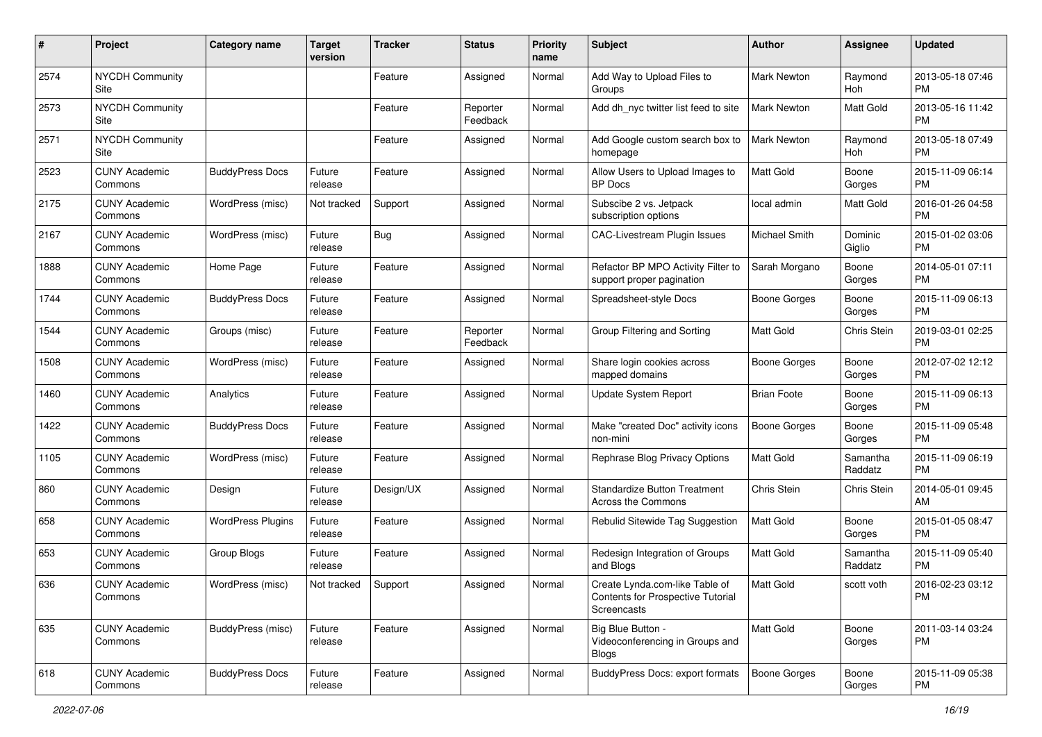| # | Project | Category name | Target version | Tracker | Status | Priority name | Subject | Author | Assignee | Updated |
|---|---|---|---|---|---|---|---|---|---|---|
| 2574 | NYCDH Community Site | | | Feature | Assigned | Normal | Add Way to Upload Files to Groups | Mark Newton | Raymond Hoh | 2013-05-18 07:46 PM |
| 2573 | NYCDH Community Site | | | Feature | Reporter Feedback | Normal | Add dh_nyc twitter list feed to site | Mark Newton | Matt Gold | 2013-05-16 11:42 PM |
| 2571 | NYCDH Community Site | | | Feature | Assigned | Normal | Add Google custom search box to homepage | Mark Newton | Raymond Hoh | 2013-05-18 07:49 PM |
| 2523 | CUNY Academic Commons | BuddyPress Docs | Future release | Feature | Assigned | Normal | Allow Users to Upload Images to BP Docs | Matt Gold | Boone Gorges | 2015-11-09 06:14 PM |
| 2175 | CUNY Academic Commons | WordPress (misc) | Not tracked | Support | Assigned | Normal | Subscibe 2 vs. Jetpack subscription options | local admin | Matt Gold | 2016-01-26 04:58 PM |
| 2167 | CUNY Academic Commons | WordPress (misc) | Future release | Bug | Assigned | Normal | CAC-Livestream Plugin Issues | Michael Smith | Dominic Giglio | 2015-01-02 03:06 PM |
| 1888 | CUNY Academic Commons | Home Page | Future release | Feature | Assigned | Normal | Refactor BP MPO Activity Filter to support proper pagination | Sarah Morgano | Boone Gorges | 2014-05-01 07:11 PM |
| 1744 | CUNY Academic Commons | BuddyPress Docs | Future release | Feature | Assigned | Normal | Spreadsheet-style Docs | Boone Gorges | Boone Gorges | 2015-11-09 06:13 PM |
| 1544 | CUNY Academic Commons | Groups (misc) | Future release | Feature | Reporter Feedback | Normal | Group Filtering and Sorting | Matt Gold | Chris Stein | 2019-03-01 02:25 PM |
| 1508 | CUNY Academic Commons | WordPress (misc) | Future release | Feature | Assigned | Normal | Share login cookies across mapped domains | Boone Gorges | Boone Gorges | 2012-07-02 12:12 PM |
| 1460 | CUNY Academic Commons | Analytics | Future release | Feature | Assigned | Normal | Update System Report | Brian Foote | Boone Gorges | 2015-11-09 06:13 PM |
| 1422 | CUNY Academic Commons | BuddyPress Docs | Future release | Feature | Assigned | Normal | Make "created Doc" activity icons non-mini | Boone Gorges | Boone Gorges | 2015-11-09 05:48 PM |
| 1105 | CUNY Academic Commons | WordPress (misc) | Future release | Feature | Assigned | Normal | Rephrase Blog Privacy Options | Matt Gold | Samantha Raddatz | 2015-11-09 06:19 PM |
| 860 | CUNY Academic Commons | Design | Future release | Design/UX | Assigned | Normal | Standardize Button Treatment Across the Commons | Chris Stein | Chris Stein | 2014-05-01 09:45 AM |
| 658 | CUNY Academic Commons | WordPress Plugins | Future release | Feature | Assigned | Normal | Rebulid Sitewide Tag Suggestion | Matt Gold | Boone Gorges | 2015-01-05 08:47 PM |
| 653 | CUNY Academic Commons | Group Blogs | Future release | Feature | Assigned | Normal | Redesign Integration of Groups and Blogs | Matt Gold | Samantha Raddatz | 2015-11-09 05:40 PM |
| 636 | CUNY Academic Commons | WordPress (misc) | Not tracked | Support | Assigned | Normal | Create Lynda.com-like Table of Contents for Prospective Tutorial Screencasts | Matt Gold | scott voth | 2016-02-23 03:12 PM |
| 635 | CUNY Academic Commons | BuddyPress (misc) | Future release | Feature | Assigned | Normal | Big Blue Button - Videoconferencing in Groups and Blogs | Matt Gold | Boone Gorges | 2011-03-14 03:24 PM |
| 618 | CUNY Academic Commons | BuddyPress Docs | Future release | Feature | Assigned | Normal | BuddyPress Docs: export formats | Boone Gorges | Boone Gorges | 2015-11-09 05:38 PM |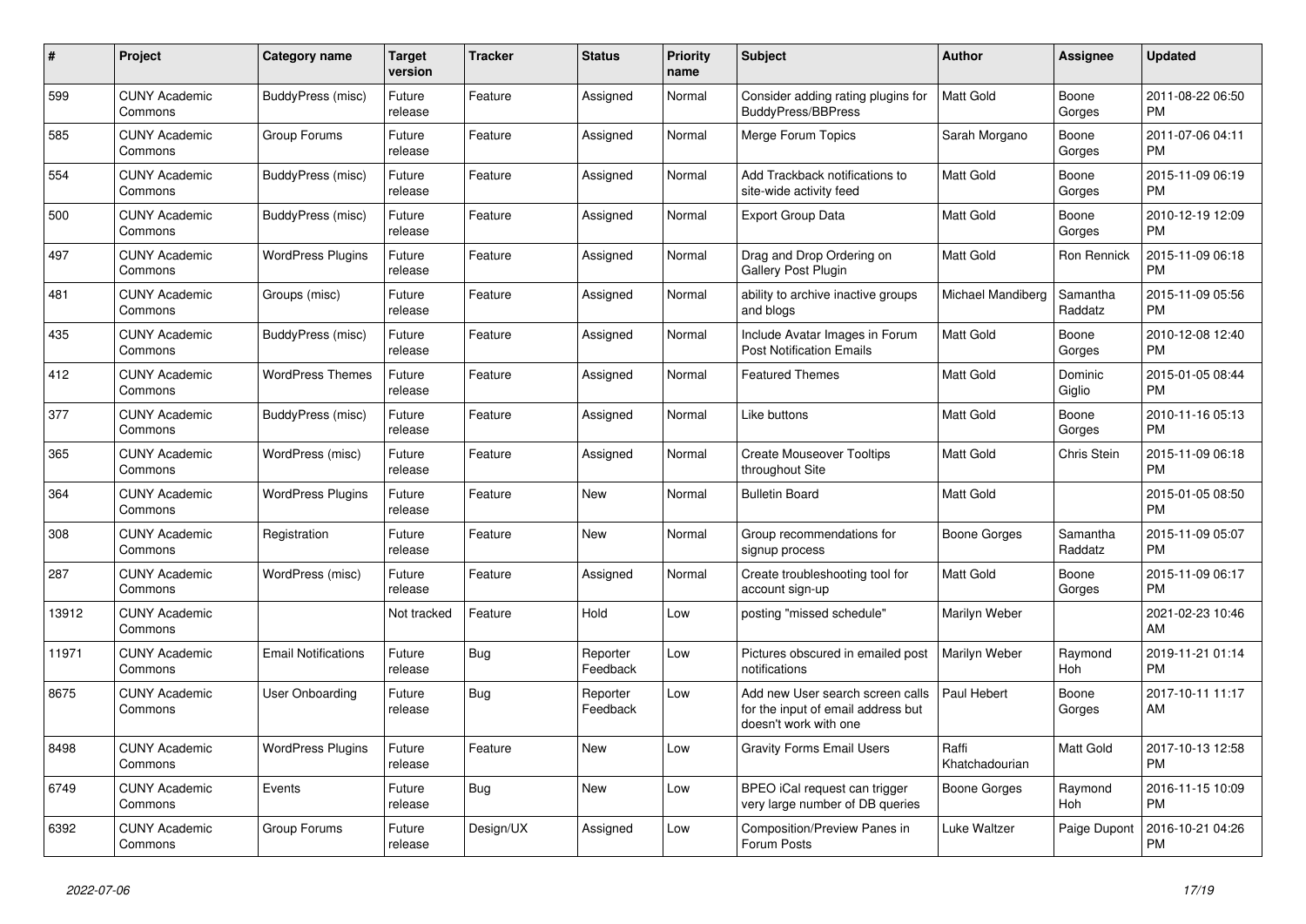| # | Project | Category name | Target version | Tracker | Status | Priority name | Subject | Author | Assignee | Updated |
|---|---|---|---|---|---|---|---|---|---|---|
| 599 | CUNY Academic Commons | BuddyPress (misc) | Future release | Feature | Assigned | Normal | Consider adding rating plugins for BuddyPress/BBPress | Matt Gold | Boone Gorges | 2011-08-22 06:50 PM |
| 585 | CUNY Academic Commons | Group Forums | Future release | Feature | Assigned | Normal | Merge Forum Topics | Sarah Morgano | Boone Gorges | 2011-07-06 04:11 PM |
| 554 | CUNY Academic Commons | BuddyPress (misc) | Future release | Feature | Assigned | Normal | Add Trackback notifications to site-wide activity feed | Matt Gold | Boone Gorges | 2015-11-09 06:19 PM |
| 500 | CUNY Academic Commons | BuddyPress (misc) | Future release | Feature | Assigned | Normal | Export Group Data | Matt Gold | Boone Gorges | 2010-12-19 12:09 PM |
| 497 | CUNY Academic Commons | WordPress Plugins | Future release | Feature | Assigned | Normal | Drag and Drop Ordering on Gallery Post Plugin | Matt Gold | Ron Rennick | 2015-11-09 06:18 PM |
| 481 | CUNY Academic Commons | Groups (misc) | Future release | Feature | Assigned | Normal | ability to archive inactive groups and blogs | Michael Mandiberg | Samantha Raddatz | 2015-11-09 05:56 PM |
| 435 | CUNY Academic Commons | BuddyPress (misc) | Future release | Feature | Assigned | Normal | Include Avatar Images in Forum Post Notification Emails | Matt Gold | Boone Gorges | 2010-12-08 12:40 PM |
| 412 | CUNY Academic Commons | WordPress Themes | Future release | Feature | Assigned | Normal | Featured Themes | Matt Gold | Dominic Giglio | 2015-01-05 08:44 PM |
| 377 | CUNY Academic Commons | BuddyPress (misc) | Future release | Feature | Assigned | Normal | Like buttons | Matt Gold | Boone Gorges | 2010-11-16 05:13 PM |
| 365 | CUNY Academic Commons | WordPress (misc) | Future release | Feature | Assigned | Normal | Create Mouseover Tooltips throughout Site | Matt Gold | Chris Stein | 2015-11-09 06:18 PM |
| 364 | CUNY Academic Commons | WordPress Plugins | Future release | Feature | New | Normal | Bulletin Board | Matt Gold | | 2015-01-05 08:50 PM |
| 308 | CUNY Academic Commons | Registration | Future release | Feature | New | Normal | Group recommendations for signup process | Boone Gorges | Samantha Raddatz | 2015-11-09 05:07 PM |
| 287 | CUNY Academic Commons | WordPress (misc) | Future release | Feature | Assigned | Normal | Create troubleshooting tool for account sign-up | Matt Gold | Boone Gorges | 2015-11-09 06:17 PM |
| 13912 | CUNY Academic Commons | | Not tracked | Feature | Hold | Low | posting "missed schedule" | Marilyn Weber | | 2021-02-23 10:46 AM |
| 11971 | CUNY Academic Commons | Email Notifications | Future release | Bug | Reporter Feedback | Low | Pictures obscured in emailed post notifications | Marilyn Weber | Raymond Hoh | 2019-11-21 01:14 PM |
| 8675 | CUNY Academic Commons | User Onboarding | Future release | Bug | Reporter Feedback | Low | Add new User search screen calls for the input of email address but doesn't work with one | Paul Hebert | Boone Gorges | 2017-10-11 11:17 AM |
| 8498 | CUNY Academic Commons | WordPress Plugins | Future release | Feature | New | Low | Gravity Forms Email Users | Raffi Khatchadourian | Matt Gold | 2017-10-13 12:58 PM |
| 6749 | CUNY Academic Commons | Events | Future release | Bug | New | Low | BPEO iCal request can trigger very large number of DB queries | Boone Gorges | Raymond Hoh | 2016-11-15 10:09 PM |
| 6392 | CUNY Academic Commons | Group Forums | Future release | Design/UX | Assigned | Low | Composition/Preview Panes in Forum Posts | Luke Waltzer | Paige Dupont | 2016-10-21 04:26 PM |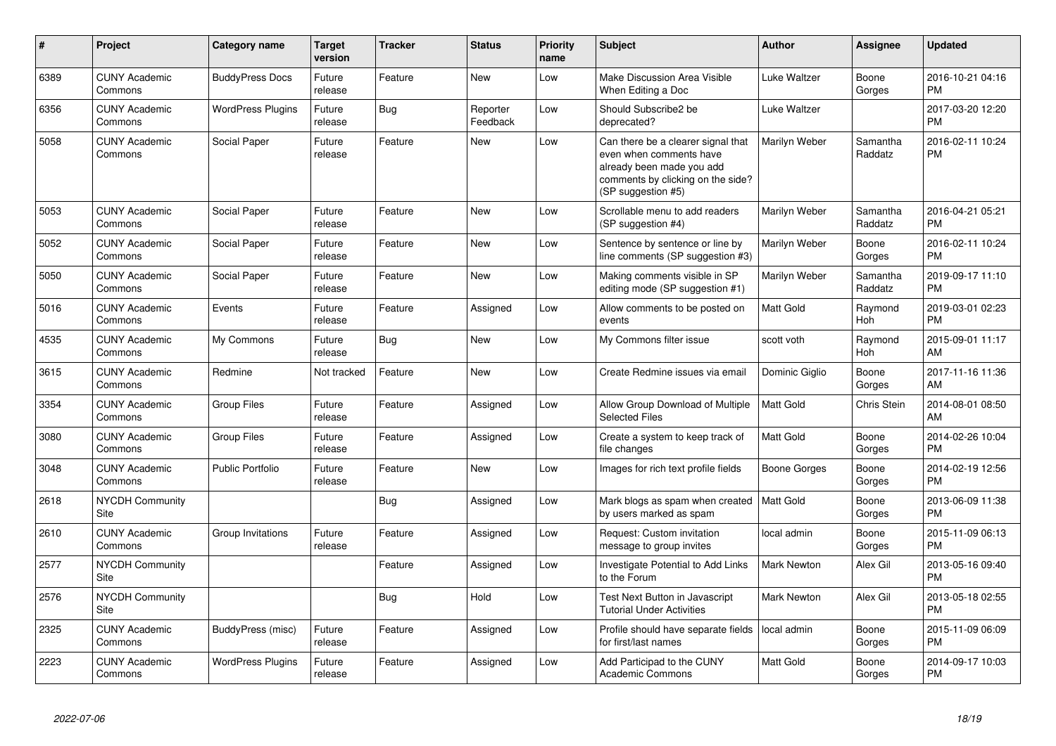| # | Project | Category name | Target version | Tracker | Status | Priority name | Subject | Author | Assignee | Updated |
|---|---|---|---|---|---|---|---|---|---|---|
| 6389 | CUNY Academic Commons | BuddyPress Docs | Future release | Feature | New | Low | Make Discussion Area Visible When Editing a Doc | Luke Waltzer | Boone Gorges | 2016-10-21 04:16 PM |
| 6356 | CUNY Academic Commons | WordPress Plugins | Future release | Bug | Reporter Feedback | Low | Should Subscribe2 be deprecated? | Luke Waltzer | | 2017-03-20 12:20 PM |
| 5058 | CUNY Academic Commons | Social Paper | Future release | Feature | New | Low | Can there be a clearer signal that even when comments have already been made you add comments by clicking on the side? (SP suggestion #5) | Marilyn Weber | Samantha Raddatz | 2016-02-11 10:24 PM |
| 5053 | CUNY Academic Commons | Social Paper | Future release | Feature | New | Low | Scrollable menu to add readers (SP suggestion #4) | Marilyn Weber | Samantha Raddatz | 2016-04-21 05:21 PM |
| 5052 | CUNY Academic Commons | Social Paper | Future release | Feature | New | Low | Sentence by sentence or line by line comments (SP suggestion #3) | Marilyn Weber | Boone Gorges | 2016-02-11 10:24 PM |
| 5050 | CUNY Academic Commons | Social Paper | Future release | Feature | New | Low | Making comments visible in SP editing mode (SP suggestion #1) | Marilyn Weber | Samantha Raddatz | 2019-09-17 11:10 PM |
| 5016 | CUNY Academic Commons | Events | Future release | Feature | Assigned | Low | Allow comments to be posted on events | Matt Gold | Raymond Hoh | 2019-03-01 02:23 PM |
| 4535 | CUNY Academic Commons | My Commons | Future release | Bug | New | Low | My Commons filter issue | scott voth | Raymond Hoh | 2015-09-01 11:17 AM |
| 3615 | CUNY Academic Commons | Redmine | Not tracked | Feature | New | Low | Create Redmine issues via email | Dominic Giglio | Boone Gorges | 2017-11-16 11:36 AM |
| 3354 | CUNY Academic Commons | Group Files | Future release | Feature | Assigned | Low | Allow Group Download of Multiple Selected Files | Matt Gold | Chris Stein | 2014-08-01 08:50 AM |
| 3080 | CUNY Academic Commons | Group Files | Future release | Feature | Assigned | Low | Create a system to keep track of file changes | Matt Gold | Boone Gorges | 2014-02-26 10:04 PM |
| 3048 | CUNY Academic Commons | Public Portfolio | Future release | Feature | New | Low | Images for rich text profile fields | Boone Gorges | Boone Gorges | 2014-02-19 12:56 PM |
| 2618 | NYCDH Community Site | | | Bug | Assigned | Low | Mark blogs as spam when created by users marked as spam | Matt Gold | Boone Gorges | 2013-06-09 11:38 PM |
| 2610 | CUNY Academic Commons | Group Invitations | Future release | Feature | Assigned | Low | Request: Custom invitation message to group invites | local admin | Boone Gorges | 2015-11-09 06:13 PM |
| 2577 | NYCDH Community Site | | | Feature | Assigned | Low | Investigate Potential to Add Links to the Forum | Mark Newton | Alex Gil | 2013-05-16 09:40 PM |
| 2576 | NYCDH Community Site | | | Bug | Hold | Low | Test Next Button in Javascript Tutorial Under Activities | Mark Newton | Alex Gil | 2013-05-18 02:55 PM |
| 2325 | CUNY Academic Commons | BuddyPress (misc) | Future release | Feature | Assigned | Low | Profile should have separate fields for first/last names | local admin | Boone Gorges | 2015-11-09 06:09 PM |
| 2223 | CUNY Academic Commons | WordPress Plugins | Future release | Feature | Assigned | Low | Add Participad to the CUNY Academic Commons | Matt Gold | Boone Gorges | 2014-09-17 10:03 PM |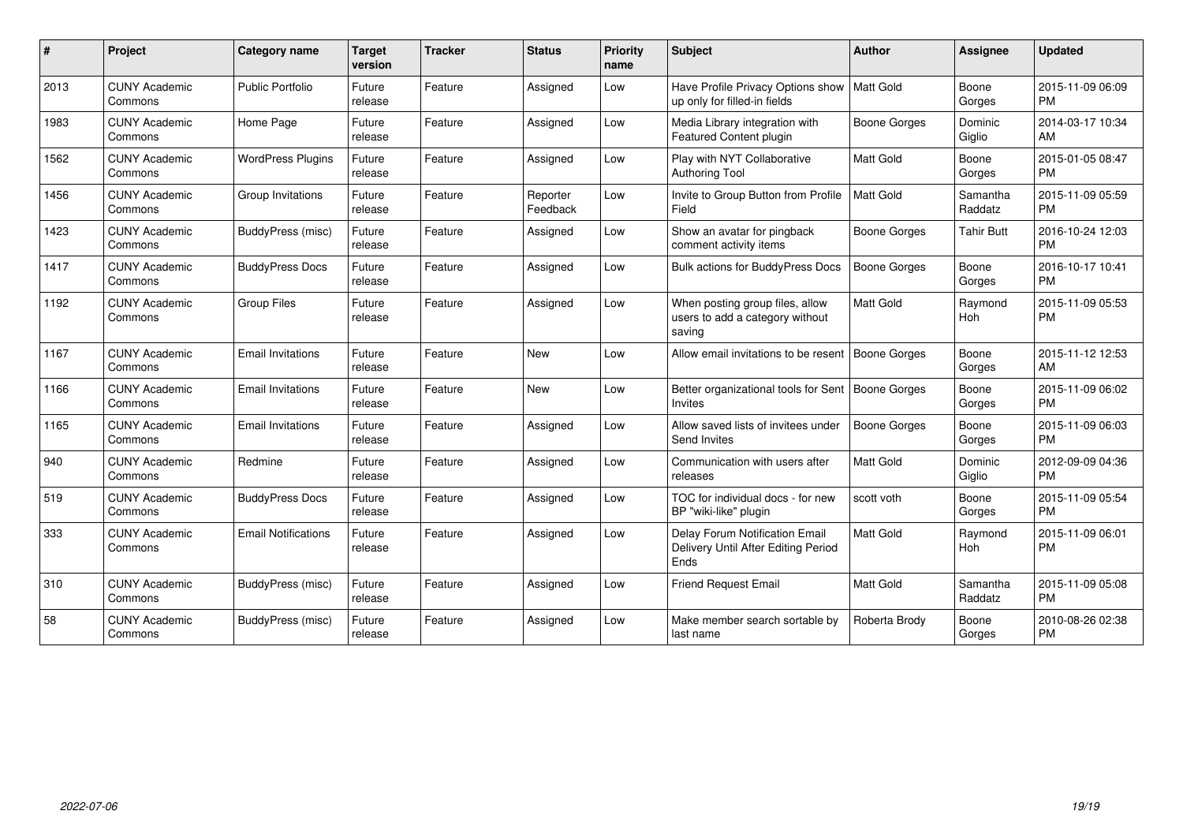| # | Project | Category name | Target version | Tracker | Status | Priority name | Subject | Author | Assignee | Updated |
|---|---|---|---|---|---|---|---|---|---|---|
| 2013 | CUNY Academic Commons | Public Portfolio | Future release | Feature | Assigned | Low | Have Profile Privacy Options show up only for filled-in fields | Matt Gold | Boone Gorges | 2015-11-09 06:09 PM |
| 1983 | CUNY Academic Commons | Home Page | Future release | Feature | Assigned | Low | Media Library integration with Featured Content plugin | Boone Gorges | Dominic Giglio | 2014-03-17 10:34 AM |
| 1562 | CUNY Academic Commons | WordPress Plugins | Future release | Feature | Assigned | Low | Play with NYT Collaborative Authoring Tool | Matt Gold | Boone Gorges | 2015-01-05 08:47 PM |
| 1456 | CUNY Academic Commons | Group Invitations | Future release | Feature | Reporter Feedback | Low | Invite to Group Button from Profile Field | Matt Gold | Samantha Raddatz | 2015-11-09 05:59 PM |
| 1423 | CUNY Academic Commons | BuddyPress (misc) | Future release | Feature | Assigned | Low | Show an avatar for pingback comment activity items | Boone Gorges | Tahir Butt | 2016-10-24 12:03 PM |
| 1417 | CUNY Academic Commons | BuddyPress Docs | Future release | Feature | Assigned | Low | Bulk actions for BuddyPress Docs | Boone Gorges | Boone Gorges | 2016-10-17 10:41 PM |
| 1192 | CUNY Academic Commons | Group Files | Future release | Feature | Assigned | Low | When posting group files, allow users to add a category without saving | Matt Gold | Raymond Hoh | 2015-11-09 05:53 PM |
| 1167 | CUNY Academic Commons | Email Invitations | Future release | Feature | New | Low | Allow email invitations to be resent | Boone Gorges | Boone Gorges | 2015-11-12 12:53 AM |
| 1166 | CUNY Academic Commons | Email Invitations | Future release | Feature | New | Low | Better organizational tools for Sent Invites | Boone Gorges | Boone Gorges | 2015-11-09 06:02 PM |
| 1165 | CUNY Academic Commons | Email Invitations | Future release | Feature | Assigned | Low | Allow saved lists of invitees under Send Invites | Boone Gorges | Boone Gorges | 2015-11-09 06:03 PM |
| 940 | CUNY Academic Commons | Redmine | Future release | Feature | Assigned | Low | Communication with users after releases | Matt Gold | Dominic Giglio | 2012-09-09 04:36 PM |
| 519 | CUNY Academic Commons | BuddyPress Docs | Future release | Feature | Assigned | Low | TOC for individual docs - for new BP "wiki-like" plugin | scott voth | Boone Gorges | 2015-11-09 05:54 PM |
| 333 | CUNY Academic Commons | Email Notifications | Future release | Feature | Assigned | Low | Delay Forum Notification Email Delivery Until After Editing Period Ends | Matt Gold | Raymond Hoh | 2015-11-09 06:01 PM |
| 310 | CUNY Academic Commons | BuddyPress (misc) | Future release | Feature | Assigned | Low | Friend Request Email | Matt Gold | Samantha Raddatz | 2015-11-09 05:08 PM |
| 58 | CUNY Academic Commons | BuddyPress (misc) | Future release | Feature | Assigned | Low | Make member search sortable by last name | Roberta Brody | Boone Gorges | 2010-08-26 02:38 PM |